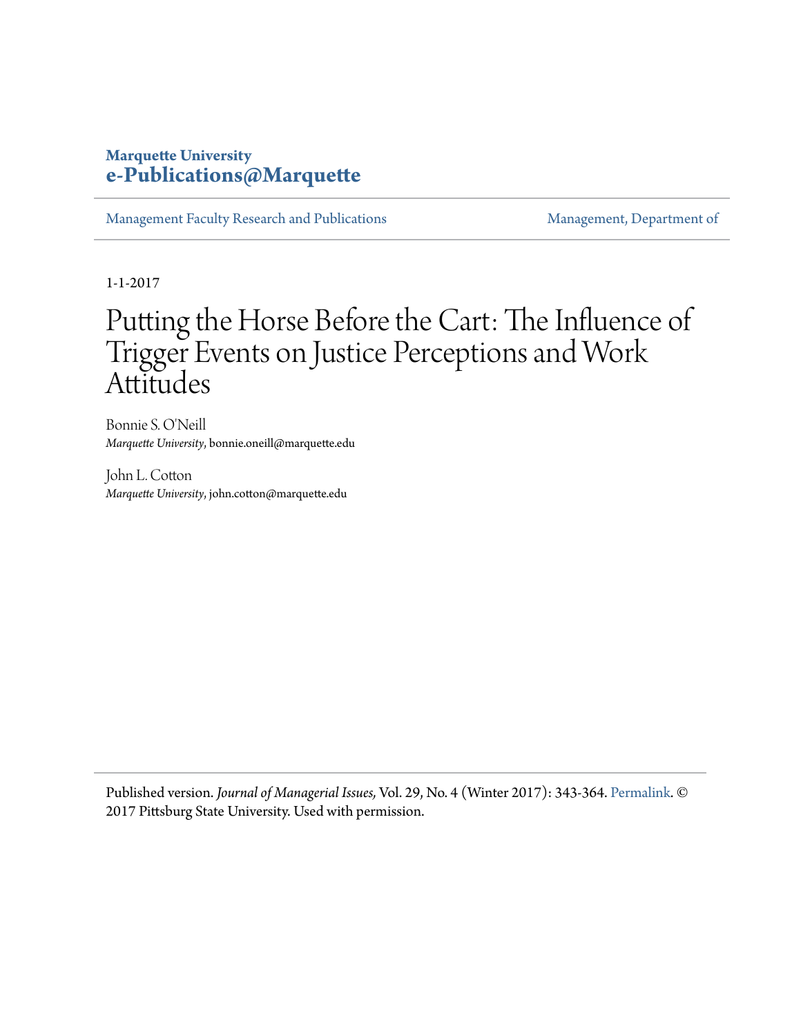**Marquette University**
**e-Publications@Marquette**

Management Faculty Research and Publications | Management, Department of

1-1-2017

# Putting the Horse Before the Cart: The Influence of Trigger Events on Justice Perceptions and Work Attitudes

Bonnie S. O'Neill
*Marquette University*, bonnie.oneill@marquette.edu

John L. Cotton
*Marquette University*, john.cotton@marquette.edu

Published version. *Journal of Managerial Issues,* Vol. 29, No. 4 (Winter 2017): 343-364. Permalink. © 2017 Pittsburg State University. Used with permission.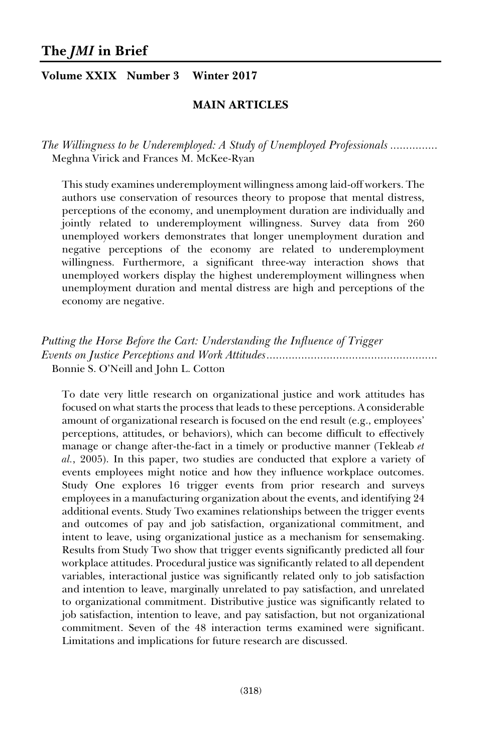# The *JMI* in Brief

**Volume XXIX Number 3 Winter 2017**

## MAIN ARTICLES

*The Willingness to be Underemployed: A Study of Unemployed Professionals* ...............
Meghna Virick and Frances M. McKee-Ryan

This study examines underemployment willingness among laid-off workers. The authors use conservation of resources theory to propose that mental distress, perceptions of the economy, and unemployment duration are individually and jointly related to underemployment willingness. Survey data from 260 unemployed workers demonstrates that longer unemployment duration and negative perceptions of the economy are related to underemployment willingness. Furthermore, a significant three-way interaction shows that unemployed workers display the highest underemployment willingness when unemployment duration and mental distress are high and perceptions of the economy are negative.

*Putting the Horse Before the Cart: Understanding the Influence of Trigger Events on Justice Perceptions and Work Attitudes*......................................................
Bonnie S. O'Neill and John L. Cotton

To date very little research on organizational justice and work attitudes has focused on what starts the process that leads to these perceptions. A considerable amount of organizational research is focused on the end result (e.g., employees' perceptions, attitudes, or behaviors), which can become difficult to effectively manage or change after-the-fact in a timely or productive manner (Tekleab *et al.*, 2005). In this paper, two studies are conducted that explore a variety of events employees might notice and how they influence workplace outcomes. Study One explores 16 trigger events from prior research and surveys employees in a manufacturing organization about the events, and identifying 24 additional events. Study Two examines relationships between the trigger events and outcomes of pay and job satisfaction, organizational commitment, and intent to leave, using organizational justice as a mechanism for sensemaking. Results from Study Two show that trigger events significantly predicted all four workplace attitudes. Procedural justice was significantly related to all dependent variables, interactional justice was significantly related only to job satisfaction and intention to leave, marginally unrelated to pay satisfaction, and unrelated to organizational commitment. Distributive justice was significantly related to job satisfaction, intention to leave, and pay satisfaction, but not organizational commitment. Seven of the 48 interaction terms examined were significant. Limitations and implications for future research are discussed.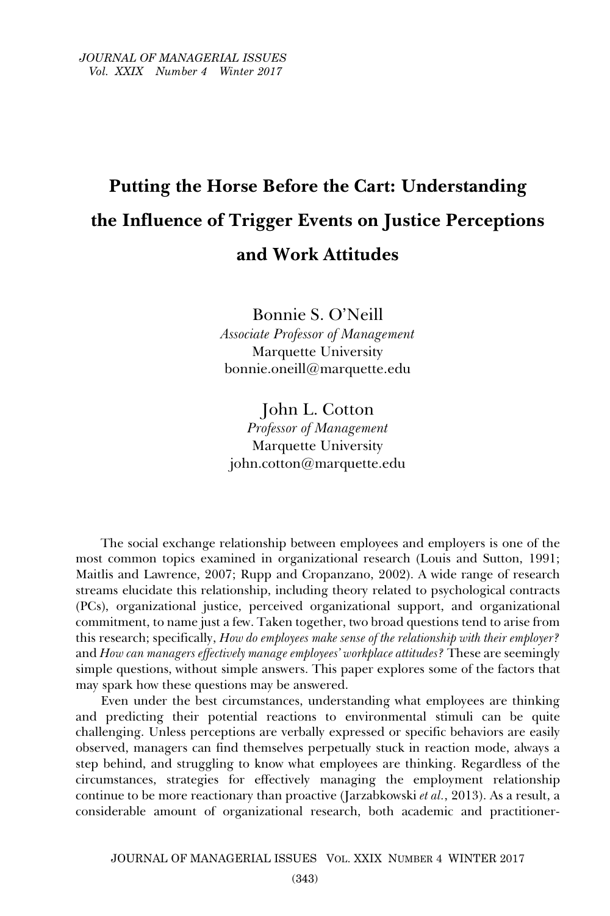# Putting the Horse Before the Cart: Understanding the Influence of Trigger Events on Justice Perceptions and Work Attitudes

Bonnie S. O'Neill
*Associate Professor of Management*
Marquette University
bonnie.oneill@marquette.edu

John L. Cotton
*Professor of Management*
Marquette University
john.cotton@marquette.edu

The social exchange relationship between employees and employers is one of the most common topics examined in organizational research (Louis and Sutton, 1991; Maitlis and Lawrence, 2007; Rupp and Cropanzano, 2002). A wide range of research streams elucidate this relationship, including theory related to psychological contracts (PCs), organizational justice, perceived organizational support, and organizational commitment, to name just a few. Taken together, two broad questions tend to arise from this research; specifically, *How do employees make sense of the relationship with their employer?* and *How can managers effectively manage employees' workplace attitudes?* These are seemingly simple questions, without simple answers. This paper explores some of the factors that may spark how these questions may be answered.

Even under the best circumstances, understanding what employees are thinking and predicting their potential reactions to environmental stimuli can be quite challenging. Unless perceptions are verbally expressed or specific behaviors are easily observed, managers can find themselves perpetually stuck in reaction mode, always a step behind, and struggling to know what employees are thinking. Regardless of the circumstances, strategies for effectively managing the employment relationship continue to be more reactionary than proactive (Jarzabkowski *et al.*, 2013). As a result, a considerable amount of organizational research, both academic and practitioner-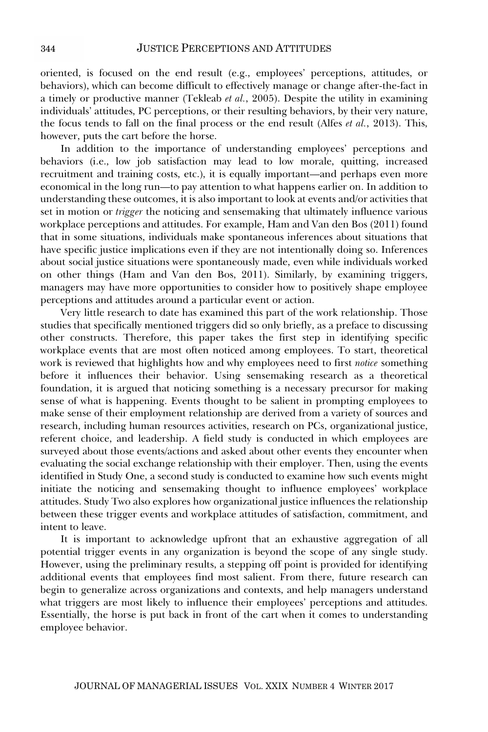oriented, is focused on the end result (e.g., employees' perceptions, attitudes, or behaviors), which can become difficult to effectively manage or change after-the-fact in a timely or productive manner (Tekleab *et al.*, 2005). Despite the utility in examining individuals' attitudes, PC perceptions, or their resulting behaviors, by their very nature, the focus tends to fall on the final process or the end result (Alfes *et al.*, 2013). This, however, puts the cart before the horse.

In addition to the importance of understanding employees' perceptions and behaviors (i.e., low job satisfaction may lead to low morale, quitting, increased recruitment and training costs, etc.), it is equally important—and perhaps even more economical in the long run—to pay attention to what happens earlier on. In addition to understanding these outcomes, it is also important to look at events and/or activities that set in motion or *trigger* the noticing and sensemaking that ultimately influence various workplace perceptions and attitudes. For example, Ham and Van den Bos (2011) found that in some situations, individuals make spontaneous inferences about situations that have specific justice implications even if they are not intentionally doing so. Inferences about social justice situations were spontaneously made, even while individuals worked on other things (Ham and Van den Bos, 2011). Similarly, by examining triggers, managers may have more opportunities to consider how to positively shape employee perceptions and attitudes around a particular event or action.

Very little research to date has examined this part of the work relationship. Those studies that specifically mentioned triggers did so only briefly, as a preface to discussing other constructs. Therefore, this paper takes the first step in identifying specific workplace events that are most often noticed among employees. To start, theoretical work is reviewed that highlights how and why employees need to first *notice* something before it influences their behavior. Using sensemaking research as a theoretical foundation, it is argued that noticing something is a necessary precursor for making sense of what is happening. Events thought to be salient in prompting employees to make sense of their employment relationship are derived from a variety of sources and research, including human resources activities, research on PCs, organizational justice, referent choice, and leadership. A field study is conducted in which employees are surveyed about those events/actions and asked about other events they encounter when evaluating the social exchange relationship with their employer. Then, using the events identified in Study One, a second study is conducted to examine how such events might initiate the noticing and sensemaking thought to influence employees' workplace attitudes. Study Two also explores how organizational justice influences the relationship between these trigger events and workplace attitudes of satisfaction, commitment, and intent to leave.

It is important to acknowledge upfront that an exhaustive aggregation of all potential trigger events in any organization is beyond the scope of any single study. However, using the preliminary results, a stepping off point is provided for identifying additional events that employees find most salient. From there, future research can begin to generalize across organizations and contexts, and help managers understand what triggers are most likely to influence their employees' perceptions and attitudes. Essentially, the horse is put back in front of the cart when it comes to understanding employee behavior.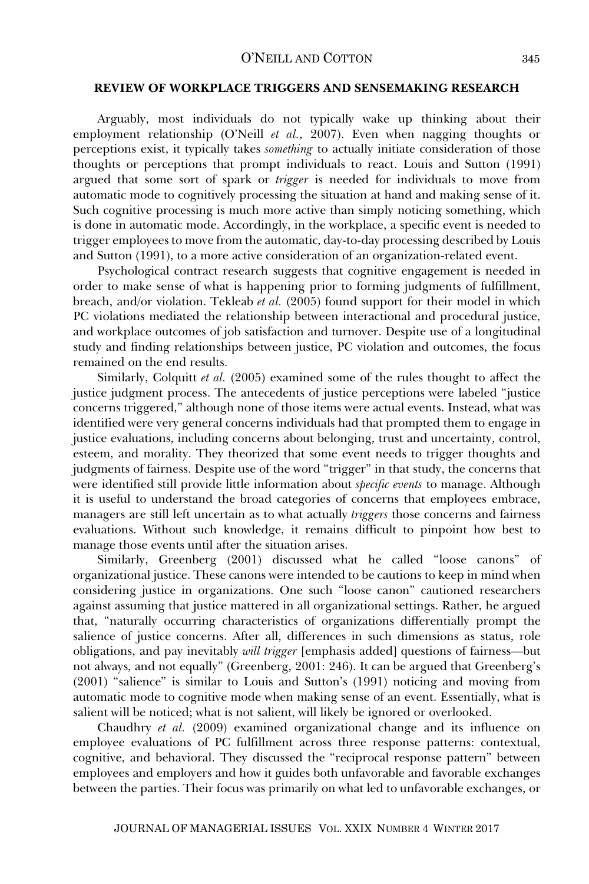## REVIEW OF WORKPLACE TRIGGERS AND SENSEMAKING RESEARCH

Arguably, most individuals do not typically wake up thinking about their employment relationship (O'Neill *et al.*, 2007). Even when nagging thoughts or perceptions exist, it typically takes *something* to actually initiate consideration of those thoughts or perceptions that prompt individuals to react. Louis and Sutton (1991) argued that some sort of spark or *trigger* is needed for individuals to move from automatic mode to cognitively processing the situation at hand and making sense of it. Such cognitive processing is much more active than simply noticing something, which is done in automatic mode. Accordingly, in the workplace, a specific event is needed to trigger employees to move from the automatic, day-to-day processing described by Louis and Sutton (1991), to a more active consideration of an organization-related event.

Psychological contract research suggests that cognitive engagement is needed in order to make sense of what is happening prior to forming judgments of fulfillment, breach, and/or violation. Tekleab *et al.* (2005) found support for their model in which PC violations mediated the relationship between interactional and procedural justice, and workplace outcomes of job satisfaction and turnover. Despite use of a longitudinal study and finding relationships between justice, PC violation and outcomes, the focus remained on the end results.

Similarly, Colquitt *et al.* (2005) examined some of the rules thought to affect the justice judgment process. The antecedents of justice perceptions were labeled "justice concerns triggered," although none of those items were actual events. Instead, what was identified were very general concerns individuals had that prompted them to engage in justice evaluations, including concerns about belonging, trust and uncertainty, control, esteem, and morality. They theorized that some event needs to trigger thoughts and judgments of fairness. Despite use of the word "trigger" in that study, the concerns that were identified still provide little information about *specific events* to manage. Although it is useful to understand the broad categories of concerns that employees embrace, managers are still left uncertain as to what actually *triggers* those concerns and fairness evaluations. Without such knowledge, it remains difficult to pinpoint how best to manage those events until after the situation arises.

Similarly, Greenberg (2001) discussed what he called "loose canons" of organizational justice. These canons were intended to be cautions to keep in mind when considering justice in organizations. One such "loose canon" cautioned researchers against assuming that justice mattered in all organizational settings. Rather, he argued that, "naturally occurring characteristics of organizations differentially prompt the salience of justice concerns. After all, differences in such dimensions as status, role obligations, and pay inevitably *will trigger* [emphasis added] questions of fairness—but not always, and not equally" (Greenberg, 2001: 246). It can be argued that Greenberg's (2001) "salience" is similar to Louis and Sutton's (1991) noticing and moving from automatic mode to cognitive mode when making sense of an event. Essentially, what is salient will be noticed; what is not salient, will likely be ignored or overlooked.

Chaudhry *et al.* (2009) examined organizational change and its influence on employee evaluations of PC fulfillment across three response patterns: contextual, cognitive, and behavioral. They discussed the "reciprocal response pattern" between employees and employers and how it guides both unfavorable and favorable exchanges between the parties. Their focus was primarily on what led to unfavorable exchanges, or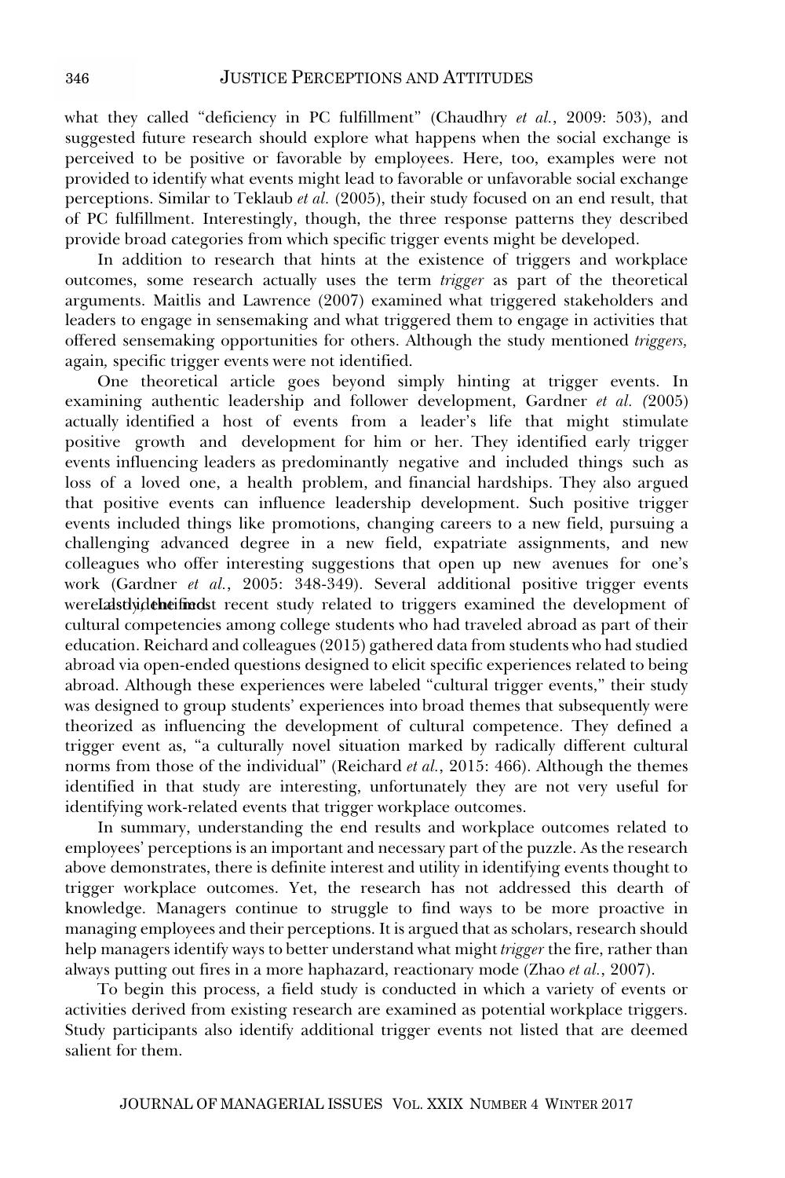what they called "deficiency in PC fulfillment" (Chaudhry *et al.*, 2009: 503), and suggested future research should explore what happens when the social exchange is perceived to be positive or favorable by employees. Here, too, examples were not provided to identify what events might lead to favorable or unfavorable social exchange perceptions. Similar to Teklaub *et al.* (2005), their study focused on an end result, that of PC fulfillment. Interestingly, though, the three response patterns they described provide broad categories from which specific trigger events might be developed.

In addition to research that hints at the existence of triggers and workplace outcomes, some research actually uses the term *trigger* as part of the theoretical arguments. Maitlis and Lawrence (2007) examined what triggered stakeholders and leaders to engage in sensemaking and what triggered them to engage in activities that offered sensemaking opportunities for others. Although the study mentioned *triggers,* again, specific trigger events were not identified.

One theoretical article goes beyond simply hinting at trigger events. In examining authentic leadership and follower development, Gardner *et al. (*2005) actually identified a host of events from a leader's life that might stimulate positive growth and development for him or her. They identified early trigger events influencing leaders as predominantly negative and included things such as loss of a loved one, a health problem, and financial hardships. They also argued that positive events can influence leadership development. Such positive trigger events included things like promotions, changing careers to a new field, pursuing a challenging advanced degree in a new field, expatriate assignments, and new colleagues who offer interesting suggestions that open up new avenues for one's work (Gardner *et al.*, 2005: 348-349). Several additional positive trigger events were identified. Lastly, the most recent study related to triggers examined the development of cultural competencies among college students who had traveled abroad as part of their education. Reichard and colleagues (2015) gathered data from students who had studied abroad via open-ended questions designed to elicit specific experiences related to being abroad. Although these experiences were labeled "cultural trigger events," their study was designed to group students' experiences into broad themes that subsequently were theorized as influencing the development of cultural competence. They defined a trigger event as, "a culturally novel situation marked by radically different cultural norms from those of the individual" (Reichard *et al.*, 2015: 466). Although the themes identified in that study are interesting, unfortunately they are not very useful for identifying work-related events that trigger workplace outcomes.

In summary, understanding the end results and workplace outcomes related to employees' perceptions is an important and necessary part of the puzzle. As the research above demonstrates, there is definite interest and utility in identifying events thought to trigger workplace outcomes. Yet, the research has not addressed this dearth of knowledge. Managers continue to struggle to find ways to be more proactive in managing employees and their perceptions. It is argued that as scholars, research should help managers identify ways to better understand what might *trigger* the fire, rather than always putting out fires in a more haphazard, reactionary mode (Zhao *et al.*, 2007).

To begin this process, a field study is conducted in which a variety of events or activities derived from existing research are examined as potential workplace triggers. Study participants also identify additional trigger events not listed that are deemed salient for them.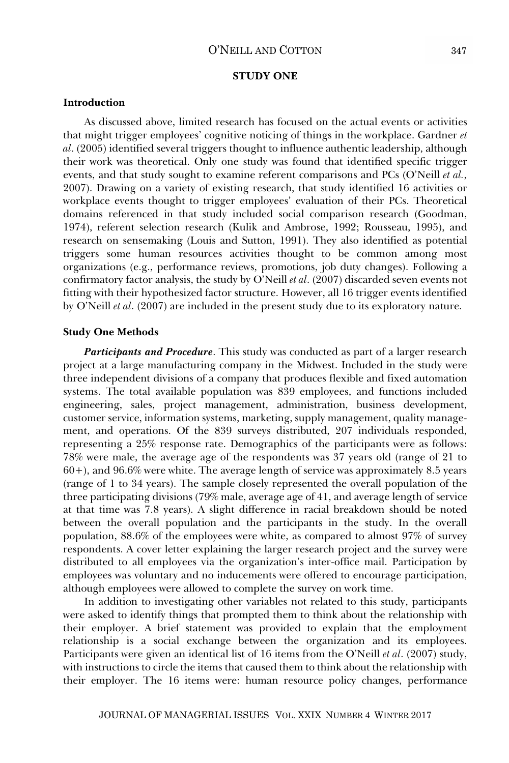## STUDY ONE

### Introduction

As discussed above, limited research has focused on the actual events or activities that might trigger employees' cognitive noticing of things in the workplace. Gardner *et al*. (2005) identified several triggers thought to influence authentic leadership, although their work was theoretical. Only one study was found that identified specific trigger events, and that study sought to examine referent comparisons and PCs (O'Neill *et al.*, 2007). Drawing on a variety of existing research, that study identified 16 activities or workplace events thought to trigger employees' evaluation of their PCs. Theoretical domains referenced in that study included social comparison research (Goodman, 1974), referent selection research (Kulik and Ambrose, 1992; Rousseau, 1995), and research on sensemaking (Louis and Sutton, 1991). They also identified as potential triggers some human resources activities thought to be common among most organizations (e.g., performance reviews, promotions, job duty changes). Following a confirmatory factor analysis, the study by O'Neill *et al*. (2007) discarded seven events not fitting with their hypothesized factor structure. However, all 16 trigger events identified by O'Neill *et al*. (2007) are included in the present study due to its exploratory nature.

### Study One Methods

***Participants and Procedure***. This study was conducted as part of a larger research project at a large manufacturing company in the Midwest. Included in the study were three independent divisions of a company that produces flexible and fixed automation systems. The total available population was 839 employees, and functions included engineering, sales, project management, administration, business development, customer service, information systems, marketing, supply management, quality management, and operations. Of the 839 surveys distributed, 207 individuals responded, representing a 25% response rate. Demographics of the participants were as follows: 78% were male, the average age of the respondents was 37 years old (range of 21 to 60+), and 96.6% were white. The average length of service was approximately 8.5 years (range of 1 to 34 years). The sample closely represented the overall population of the three participating divisions (79% male, average age of 41, and average length of service at that time was 7.8 years). A slight difference in racial breakdown should be noted between the overall population and the participants in the study. In the overall population, 88.6% of the employees were white, as compared to almost 97% of survey respondents. A cover letter explaining the larger research project and the survey were distributed to all employees via the organization's inter-office mail. Participation by employees was voluntary and no inducements were offered to encourage participation, although employees were allowed to complete the survey on work time.

In addition to investigating other variables not related to this study, participants were asked to identify things that prompted them to think about the relationship with their employer. A brief statement was provided to explain that the employment relationship is a social exchange between the organization and its employees. Participants were given an identical list of 16 items from the O'Neill *et al*. (2007) study, with instructions to circle the items that caused them to think about the relationship with their employer. The 16 items were: human resource policy changes, performance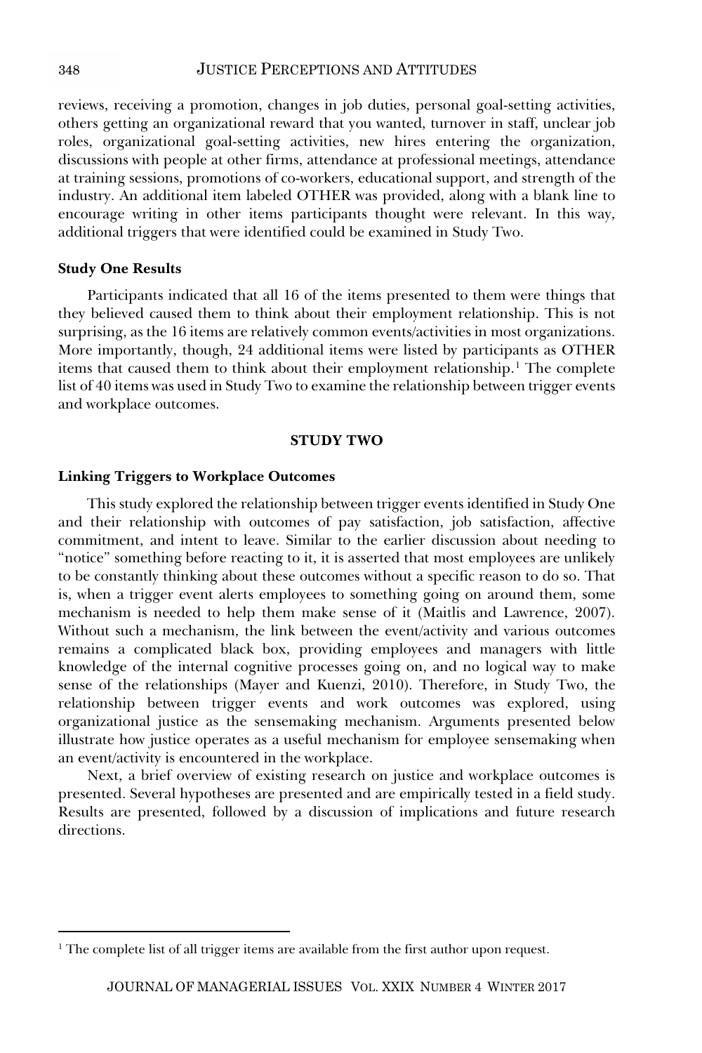reviews, receiving a promotion, changes in job duties, personal goal-setting activities, others getting an organizational reward that you wanted, turnover in staff, unclear job roles, organizational goal-setting activities, new hires entering the organization, discussions with people at other firms, attendance at professional meetings, attendance at training sessions, promotions of co-workers, educational support, and strength of the industry. An additional item labeled OTHER was provided, along with a blank line to encourage writing in other items participants thought were relevant. In this way, additional triggers that were identified could be examined in Study Two.

**Study One Results**

Participants indicated that all 16 of the items presented to them were things that they believed caused them to think about their employment relationship. This is not surprising, as the 16 items are relatively common events/activities in most organizations. More importantly, though, 24 additional items were listed by participants as OTHER items that caused them to think about their employment relationship.[1] The complete list of 40 items was used in Study Two to examine the relationship between trigger events and workplace outcomes.

## STUDY TWO

**Linking Triggers to Workplace Outcomes**

This study explored the relationship between trigger events identified in Study One and their relationship with outcomes of pay satisfaction, job satisfaction, affective commitment, and intent to leave. Similar to the earlier discussion about needing to "notice" something before reacting to it, it is asserted that most employees are unlikely to be constantly thinking about these outcomes without a specific reason to do so. That is, when a trigger event alerts employees to something going on around them, some mechanism is needed to help them make sense of it (Maitlis and Lawrence, 2007). Without such a mechanism, the link between the event/activity and various outcomes remains a complicated black box, providing employees and managers with little knowledge of the internal cognitive processes going on, and no logical way to make sense of the relationships (Mayer and Kuenzi, 2010). Therefore, in Study Two, the relationship between trigger events and work outcomes was explored, using organizational justice as the sensemaking mechanism. Arguments presented below illustrate how justice operates as a useful mechanism for employee sensemaking when an event/activity is encountered in the workplace.

Next, a brief overview of existing research on justice and workplace outcomes is presented. Several hypotheses are presented and are empirically tested in a field study. Results are presented, followed by a discussion of implications and future research directions.

[1] The complete list of all trigger items are available from the first author upon request.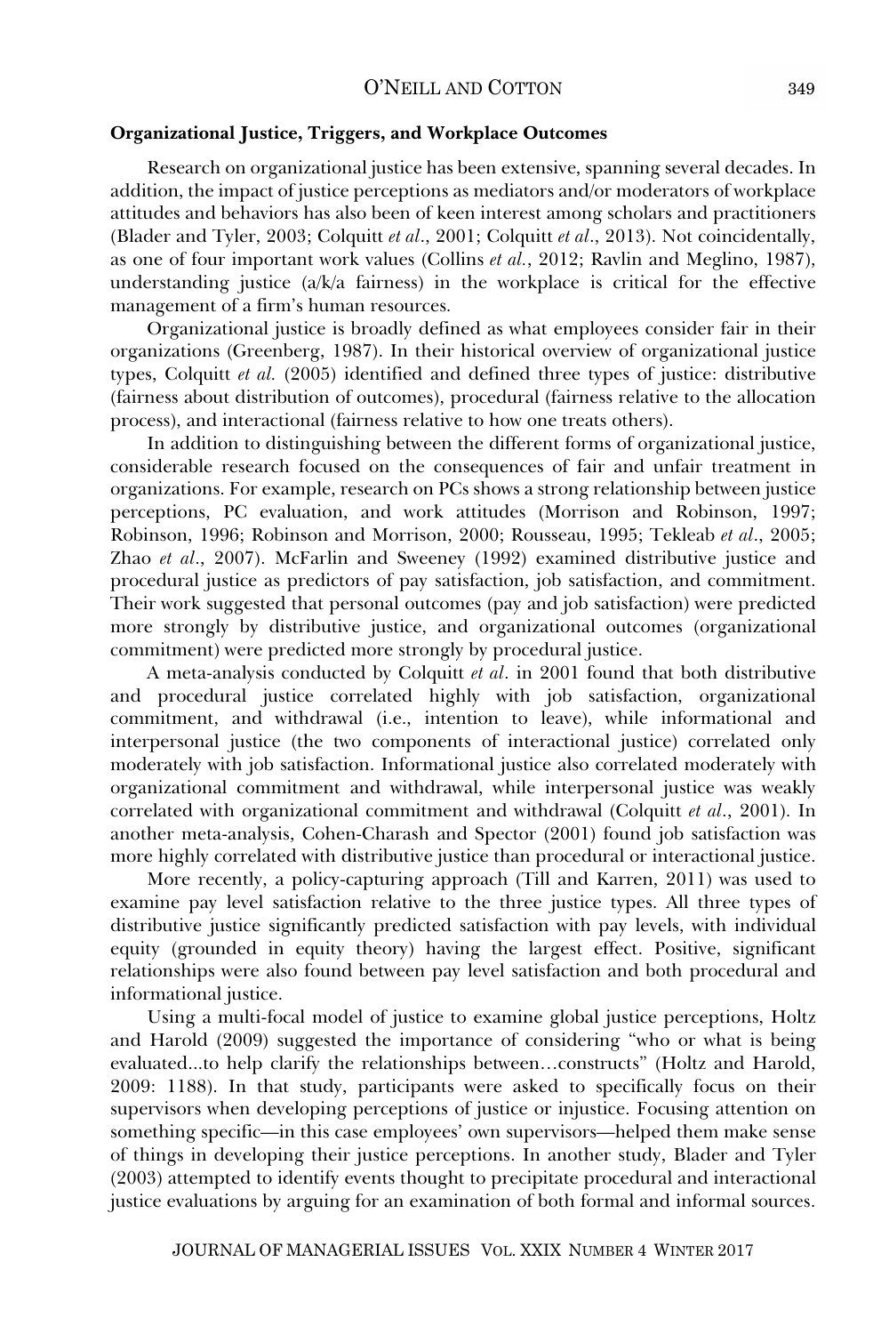### Organizational Justice, Triggers, and Workplace Outcomes

Research on organizational justice has been extensive, spanning several decades. In addition, the impact of justice perceptions as mediators and/or moderators of workplace attitudes and behaviors has also been of keen interest among scholars and practitioners (Blader and Tyler, 2003; Colquitt *et al*., 2001; Colquitt *et al*., 2013). Not coincidentally, as one of four important work values (Collins *et al.*, 2012; Ravlin and Meglino, 1987), understanding justice (a/k/a fairness) in the workplace is critical for the effective management of a firm's human resources.

Organizational justice is broadly defined as what employees consider fair in their organizations (Greenberg, 1987). In their historical overview of organizational justice types, Colquitt *et al.* (2005) identified and defined three types of justice: distributive (fairness about distribution of outcomes), procedural (fairness relative to the allocation process), and interactional (fairness relative to how one treats others).

In addition to distinguishing between the different forms of organizational justice, considerable research focused on the consequences of fair and unfair treatment in organizations. For example, research on PCs shows a strong relationship between justice perceptions, PC evaluation, and work attitudes (Morrison and Robinson, 1997; Robinson, 1996; Robinson and Morrison, 2000; Rousseau, 1995; Tekleab *et al*., 2005; Zhao *et al*., 2007). McFarlin and Sweeney (1992) examined distributive justice and procedural justice as predictors of pay satisfaction, job satisfaction, and commitment. Their work suggested that personal outcomes (pay and job satisfaction) were predicted more strongly by distributive justice, and organizational outcomes (organizational commitment) were predicted more strongly by procedural justice.

A meta-analysis conducted by Colquitt *et al*. in 2001 found that both distributive and procedural justice correlated highly with job satisfaction, organizational commitment, and withdrawal (i.e., intention to leave), while informational and interpersonal justice (the two components of interactional justice) correlated only moderately with job satisfaction. Informational justice also correlated moderately with organizational commitment and withdrawal, while interpersonal justice was weakly correlated with organizational commitment and withdrawal (Colquitt *et al*., 2001). In another meta-analysis, Cohen-Charash and Spector (2001) found job satisfaction was more highly correlated with distributive justice than procedural or interactional justice.

More recently, a policy-capturing approach (Till and Karren, 2011) was used to examine pay level satisfaction relative to the three justice types. All three types of distributive justice significantly predicted satisfaction with pay levels, with individual equity (grounded in equity theory) having the largest effect. Positive, significant relationships were also found between pay level satisfaction and both procedural and informational justice.

Using a multi-focal model of justice to examine global justice perceptions, Holtz and Harold (2009) suggested the importance of considering "who or what is being evaluated...to help clarify the relationships between…constructs" (Holtz and Harold, 2009: 1188). In that study, participants were asked to specifically focus on their supervisors when developing perceptions of justice or injustice. Focusing attention on something specific—in this case employees' own supervisors—helped them make sense of things in developing their justice perceptions. In another study, Blader and Tyler (2003) attempted to identify events thought to precipitate procedural and interactional justice evaluations by arguing for an examination of both formal and informal sources.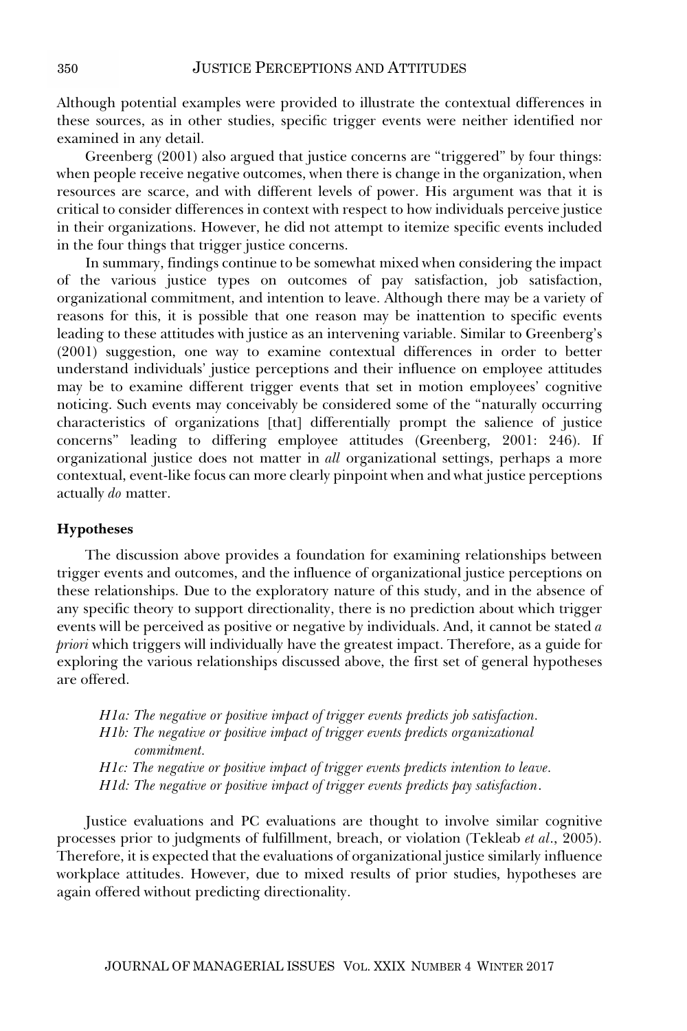Although potential examples were provided to illustrate the contextual differences in these sources, as in other studies, specific trigger events were neither identified nor examined in any detail.

Greenberg (2001) also argued that justice concerns are "triggered" by four things: when people receive negative outcomes, when there is change in the organization, when resources are scarce, and with different levels of power. His argument was that it is critical to consider differences in context with respect to how individuals perceive justice in their organizations. However, he did not attempt to itemize specific events included in the four things that trigger justice concerns.

In summary, findings continue to be somewhat mixed when considering the impact of the various justice types on outcomes of pay satisfaction, job satisfaction, organizational commitment, and intention to leave. Although there may be a variety of reasons for this, it is possible that one reason may be inattention to specific events leading to these attitudes with justice as an intervening variable. Similar to Greenberg's (2001) suggestion, one way to examine contextual differences in order to better understand individuals' justice perceptions and their influence on employee attitudes may be to examine different trigger events that set in motion employees' cognitive noticing. Such events may conceivably be considered some of the "naturally occurring characteristics of organizations [that] differentially prompt the salience of justice concerns" leading to differing employee attitudes (Greenberg, 2001: 246). If organizational justice does not matter in *all* organizational settings, perhaps a more contextual, event-like focus can more clearly pinpoint when and what justice perceptions actually *do* matter.

### Hypotheses

The discussion above provides a foundation for examining relationships between trigger events and outcomes, and the influence of organizational justice perceptions on these relationships. Due to the exploratory nature of this study, and in the absence of any specific theory to support directionality, there is no prediction about which trigger events will be perceived as positive or negative by individuals. And, it cannot be stated *a priori* which triggers will individually have the greatest impact. Therefore, as a guide for exploring the various relationships discussed above, the first set of general hypotheses are offered.

> *H1a: The negative or positive impact of trigger events predicts job satisfaction.*
>
> *H1b: The negative or positive impact of trigger events predicts organizational commitment.*
>
> *H1c: The negative or positive impact of trigger events predicts intention to leave.*
>
> *H1d: The negative or positive impact of trigger events predicts pay satisfaction.*

Justice evaluations and PC evaluations are thought to involve similar cognitive processes prior to judgments of fulfillment, breach, or violation (Tekleab *et al*., 2005). Therefore, it is expected that the evaluations of organizational justice similarly influence workplace attitudes. However, due to mixed results of prior studies, hypotheses are again offered without predicting directionality.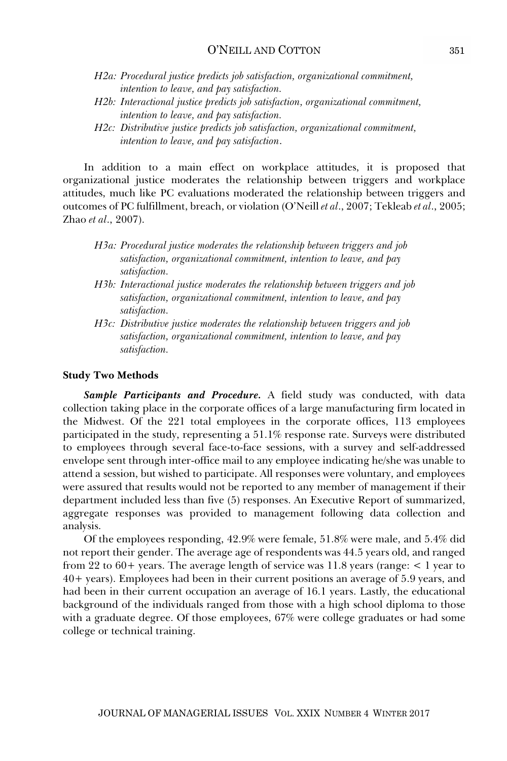*H2a: Procedural justice predicts job satisfaction, organizational commitment, intention to leave, and pay satisfaction.*

*H2b: Interactional justice predicts job satisfaction, organizational commitment, intention to leave, and pay satisfaction.*

*H2c: Distributive justice predicts job satisfaction, organizational commitment, intention to leave, and pay satisfaction.*

In addition to a main effect on workplace attitudes, it is proposed that organizational justice moderates the relationship between triggers and workplace attitudes, much like PC evaluations moderated the relationship between triggers and outcomes of PC fulfillment, breach, or violation (O'Neill *et al*., 2007; Tekleab *et al*., 2005; Zhao *et al*., 2007).

*H3a: Procedural justice moderates the relationship between triggers and job satisfaction, organizational commitment, intention to leave, and pay satisfaction.*

*H3b: Interactional justice moderates the relationship between triggers and job satisfaction, organizational commitment, intention to leave, and pay satisfaction.*

*H3c: Distributive justice moderates the relationship between triggers and job satisfaction, organizational commitment, intention to leave, and pay satisfaction.*

**Study Two Methods**

***Sample Participants and Procedure.*** A field study was conducted, with data collection taking place in the corporate offices of a large manufacturing firm located in the Midwest. Of the 221 total employees in the corporate offices, 113 employees participated in the study, representing a 51.1% response rate. Surveys were distributed to employees through several face-to-face sessions, with a survey and self-addressed envelope sent through inter-office mail to any employee indicating he/she was unable to attend a session, but wished to participate. All responses were voluntary, and employees were assured that results would not be reported to any member of management if their department included less than five (5) responses. An Executive Report of summarized, aggregate responses was provided to management following data collection and analysis.

Of the employees responding, 42.9% were female, 51.8% were male, and 5.4% did not report their gender. The average age of respondents was 44.5 years old, and ranged from 22 to 60+ years. The average length of service was 11.8 years (range: < 1 year to 40+ years). Employees had been in their current positions an average of 5.9 years, and had been in their current occupation an average of 16.1 years. Lastly, the educational background of the individuals ranged from those with a high school diploma to those with a graduate degree. Of those employees, 67% were college graduates or had some college or technical training.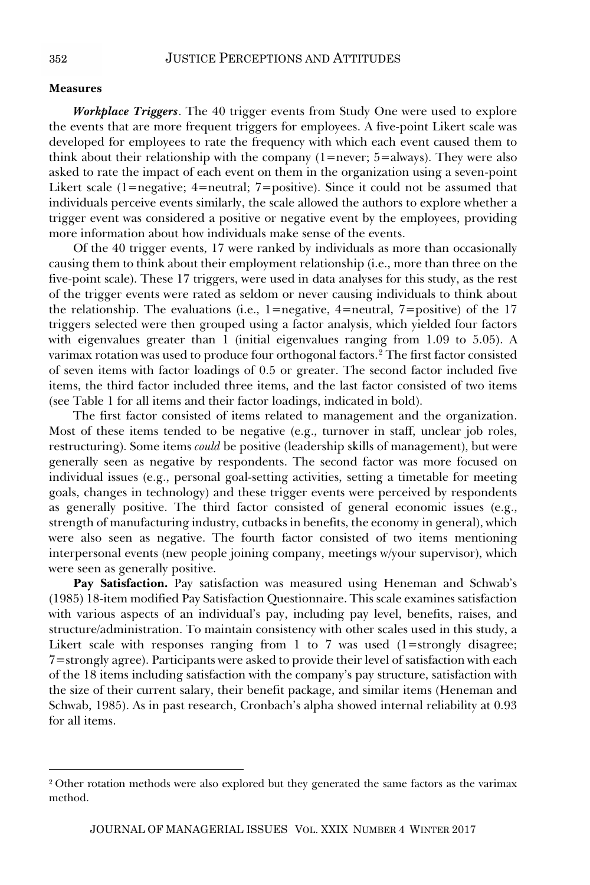### Measures

***Workplace Triggers***. The 40 trigger events from Study One were used to explore the events that are more frequent triggers for employees. A five-point Likert scale was developed for employees to rate the frequency with which each event caused them to think about their relationship with the company (1=never; 5=always). They were also asked to rate the impact of each event on them in the organization using a seven-point Likert scale (1=negative; 4=neutral; 7=positive). Since it could not be assumed that individuals perceive events similarly, the scale allowed the authors to explore whether a trigger event was considered a positive or negative event by the employees, providing more information about how individuals make sense of the events.

Of the 40 trigger events, 17 were ranked by individuals as more than occasionally causing them to think about their employment relationship (i.e., more than three on the five-point scale). These 17 triggers, were used in data analyses for this study, as the rest of the trigger events were rated as seldom or never causing individuals to think about the relationship. The evaluations (i.e., 1=negative, 4=neutral, 7=positive) of the 17 triggers selected were then grouped using a factor analysis, which yielded four factors with eigenvalues greater than 1 (initial eigenvalues ranging from 1.09 to 5.05). A varimax rotation was used to produce four orthogonal factors.[2] The first factor consisted of seven items with factor loadings of 0.5 or greater. The second factor included five items, the third factor included three items, and the last factor consisted of two items (see Table 1 for all items and their factor loadings, indicated in bold).

The first factor consisted of items related to management and the organization. Most of these items tended to be negative (e.g., turnover in staff, unclear job roles, restructuring). Some items *could* be positive (leadership skills of management), but were generally seen as negative by respondents. The second factor was more focused on individual issues (e.g., personal goal-setting activities, setting a timetable for meeting goals, changes in technology) and these trigger events were perceived by respondents as generally positive. The third factor consisted of general economic issues (e.g., strength of manufacturing industry, cutbacks in benefits, the economy in general), which were also seen as negative. The fourth factor consisted of two items mentioning interpersonal events (new people joining company, meetings w/your supervisor), which were seen as generally positive.

**Pay Satisfaction.** Pay satisfaction was measured using Heneman and Schwab's (1985) 18-item modified Pay Satisfaction Questionnaire. This scale examines satisfaction with various aspects of an individual's pay, including pay level, benefits, raises, and structure/administration. To maintain consistency with other scales used in this study, a Likert scale with responses ranging from 1 to 7 was used (1=strongly disagree; 7=strongly agree). Participants were asked to provide their level of satisfaction with each of the 18 items including satisfaction with the company's pay structure, satisfaction with the size of their current salary, their benefit package, and similar items (Heneman and Schwab, 1985). As in past research, Cronbach's alpha showed internal reliability at 0.93 for all items.

---

[2] Other rotation methods were also explored but they generated the same factors as the varimax method.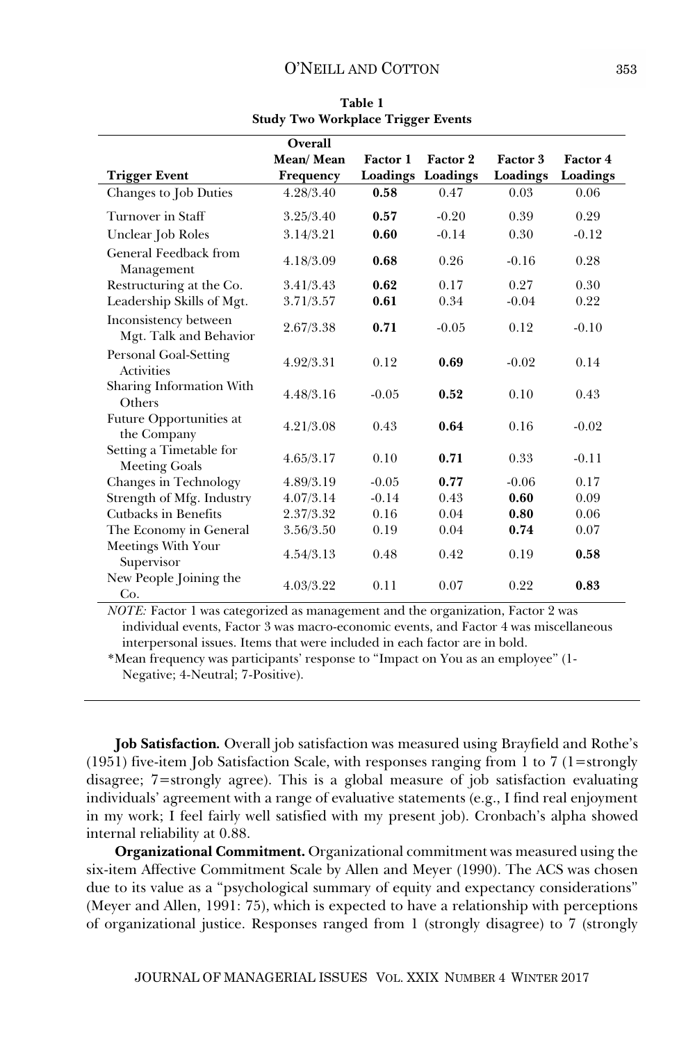**Table 1**
**Study Two Workplace Trigger Events**

| Trigger Event | Overall Mean/ Mean Frequency | Factor 1 Loadings | Factor 2 Loadings | Factor 3 Loadings | Factor 4 Loadings |
|---|---|---|---|---|---|
| Changes to Job Duties | 4.28/3.40 | **0.58** | 0.47 | 0.03 | 0.06 |
| Turnover in Staff | 3.25/3.40 | **0.57** | -0.20 | 0.39 | 0.29 |
| Unclear Job Roles | 3.14/3.21 | **0.60** | -0.14 | 0.30 | -0.12 |
| General Feedback from Management | 4.18/3.09 | **0.68** | 0.26 | -0.16 | 0.28 |
| Restructuring at the Co. | 3.41/3.43 | **0.62** | 0.17 | 0.27 | 0.30 |
| Leadership Skills of Mgt. | 3.71/3.57 | **0.61** | 0.34 | -0.04 | 0.22 |
| Inconsistency between Mgt. Talk and Behavior | 2.67/3.38 | **0.71** | -0.05 | 0.12 | -0.10 |
| Personal Goal-Setting Activities | 4.92/3.31 | 0.12 | **0.69** | -0.02 | 0.14 |
| Sharing Information With Others | 4.48/3.16 | -0.05 | **0.52** | 0.10 | 0.43 |
| Future Opportunities at the Company | 4.21/3.08 | 0.43 | **0.64** | 0.16 | -0.02 |
| Setting a Timetable for Meeting Goals | 4.65/3.17 | 0.10 | **0.71** | 0.33 | -0.11 |
| Changes in Technology | 4.89/3.19 | -0.05 | **0.77** | -0.06 | 0.17 |
| Strength of Mfg. Industry | 4.07/3.14 | -0.14 | 0.43 | **0.60** | 0.09 |
| Cutbacks in Benefits | 2.37/3.32 | 0.16 | 0.04 | **0.80** | 0.06 |
| The Economy in General | 3.56/3.50 | 0.19 | 0.04 | **0.74** | 0.07 |
| Meetings With Your Supervisor | 4.54/3.13 | 0.48 | 0.42 | 0.19 | **0.58** |
| New People Joining the Co. | 4.03/3.22 | 0.11 | 0.07 | 0.22 | **0.83** |

*NOTE:* Factor 1 was categorized as management and the organization, Factor 2 was individual events, Factor 3 was macro-economic events, and Factor 4 was miscellaneous interpersonal issues. Items that were included in each factor are in bold.

*Mean frequency was participants' response to "Impact on You as an employee" (1-Negative; 4-Neutral; 7-Positive).

**Job Satisfaction.** Overall job satisfaction was measured using Brayfield and Rothe's (1951) five-item Job Satisfaction Scale, with responses ranging from 1 to 7 (1=strongly disagree; 7=strongly agree). This is a global measure of job satisfaction evaluating individuals' agreement with a range of evaluative statements (e.g., I find real enjoyment in my work; I feel fairly well satisfied with my present job). Cronbach's alpha showed internal reliability at 0.88.

**Organizational Commitment.** Organizational commitment was measured using the six-item Affective Commitment Scale by Allen and Meyer (1990). The ACS was chosen due to its value as a "psychological summary of equity and expectancy considerations" (Meyer and Allen, 1991: 75), which is expected to have a relationship with perceptions of organizational justice. Responses ranged from 1 (strongly disagree) to 7 (strongly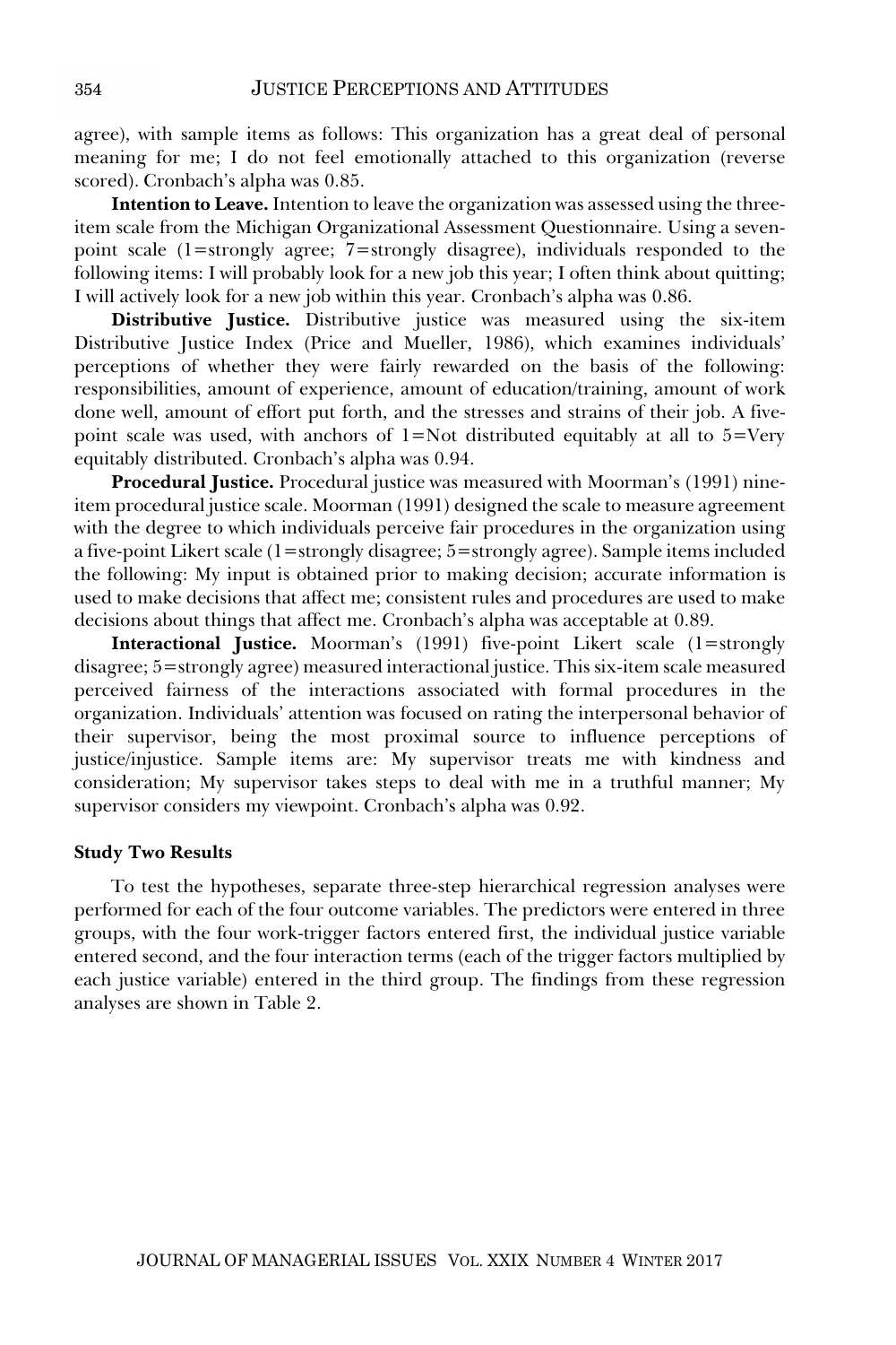agree), with sample items as follows: This organization has a great deal of personal meaning for me; I do not feel emotionally attached to this organization (reverse scored). Cronbach's alpha was 0.85.

**Intention to Leave.** Intention to leave the organization was assessed using the three-item scale from the Michigan Organizational Assessment Questionnaire. Using a seven-point scale (1=strongly agree; 7=strongly disagree), individuals responded to the following items: I will probably look for a new job this year; I often think about quitting; I will actively look for a new job within this year. Cronbach's alpha was 0.86.

**Distributive Justice.** Distributive justice was measured using the six-item Distributive Justice Index (Price and Mueller, 1986), which examines individuals' perceptions of whether they were fairly rewarded on the basis of the following: responsibilities, amount of experience, amount of education/training, amount of work done well, amount of effort put forth, and the stresses and strains of their job. A five-point scale was used, with anchors of 1=Not distributed equitably at all to 5=Very equitably distributed. Cronbach's alpha was 0.94.

**Procedural Justice.** Procedural justice was measured with Moorman's (1991) nine-item procedural justice scale. Moorman (1991) designed the scale to measure agreement with the degree to which individuals perceive fair procedures in the organization using a five-point Likert scale (1=strongly disagree; 5=strongly agree). Sample items included the following: My input is obtained prior to making decision; accurate information is used to make decisions that affect me; consistent rules and procedures are used to make decisions about things that affect me. Cronbach's alpha was acceptable at 0.89.

**Interactional Justice.** Moorman's (1991) five-point Likert scale (1=strongly disagree; 5=strongly agree) measured interactional justice. This six-item scale measured perceived fairness of the interactions associated with formal procedures in the organization. Individuals' attention was focused on rating the interpersonal behavior of their supervisor, being the most proximal source to influence perceptions of justice/injustice. Sample items are: My supervisor treats me with kindness and consideration; My supervisor takes steps to deal with me in a truthful manner; My supervisor considers my viewpoint. Cronbach's alpha was 0.92.

### Study Two Results

To test the hypotheses, separate three-step hierarchical regression analyses were performed for each of the four outcome variables. The predictors were entered in three groups, with the four work-trigger factors entered first, the individual justice variable entered second, and the four interaction terms (each of the trigger factors multiplied by each justice variable) entered in the third group. The findings from these regression analyses are shown in Table 2.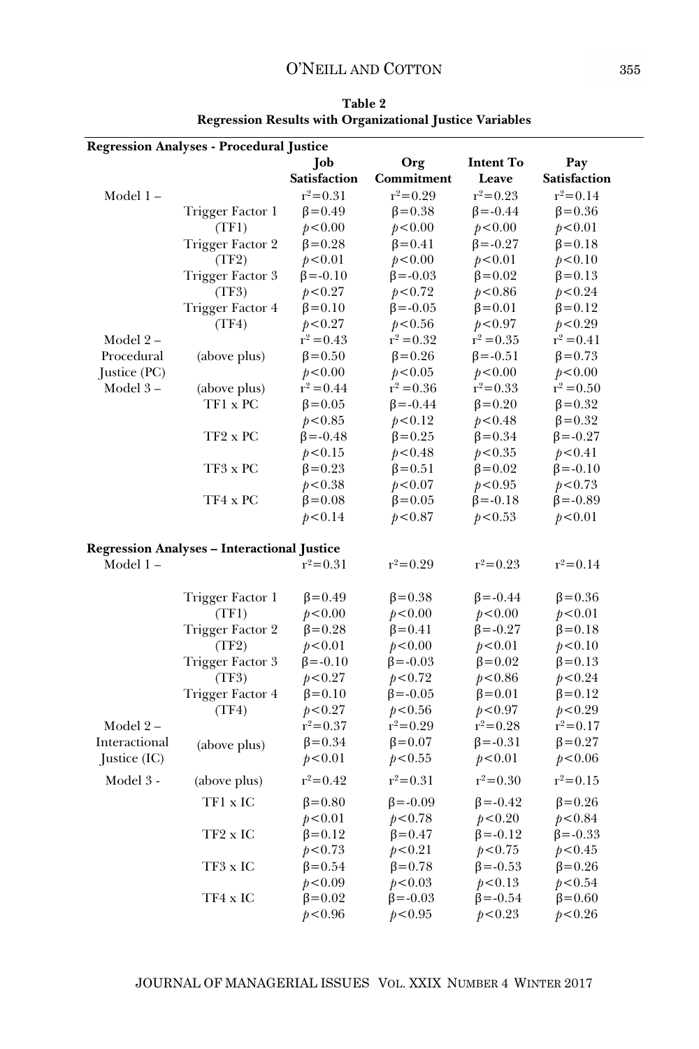**Table 2**
**Regression Results with Organizational Justice Variables**

| **Regression Analyses - Procedural Justice** | | **Job Satisfaction** | **Org Commitment** | **Intent To Leave** | **Pay Satisfaction** |
|---|---|---|---|---|---|
| Model 1 – | | $r^2=0.31$ | $r^2=0.29$ | $r^2=0.23$ | $r^2=0.14$ |
| | Trigger Factor 1 | $\beta=0.49$ | $\beta=0.38$ | $\beta=-0.44$ | $\beta=0.36$ |
| | (TF1) | $p<0.00$ | $p<0.00$ | $p<0.00$ | $p<0.01$ |
| | Trigger Factor 2 | $\beta=0.28$ | $\beta=0.41$ | $\beta=-0.27$ | $\beta=0.18$ |
| | (TF2) | $p<0.01$ | $p<0.00$ | $p<0.01$ | $p<0.10$ |
| | Trigger Factor 3 | $\beta=-0.10$ | $\beta=-0.03$ | $\beta=0.02$ | $\beta=0.13$ |
| | (TF3) | $p<0.27$ | $p<0.72$ | $p<0.86$ | $p<0.24$ |
| | Trigger Factor 4 | $\beta=0.10$ | $\beta=-0.05$ | $\beta=0.01$ | $\beta=0.12$ |
| | (TF4) | $p<0.27$ | $p<0.56$ | $p<0.97$ | $p<0.29$ |
| Model 2 – | | $r^2=0.43$ | $r^2=0.32$ | $r^2=0.35$ | $r^2=0.41$ |
| Procedural | (above plus) | $\beta=0.50$ | $\beta=0.26$ | $\beta=-0.51$ | $\beta=0.73$ |
| Justice (PC) | | $p<0.00$ | $p<0.05$ | $p<0.00$ | $p<0.00$ |
| Model 3 – | (above plus) | $r^2=0.44$ | $r^2=0.36$ | $r^2=0.33$ | $r^2=0.50$ |
| | TF1 x PC | $\beta=0.05$ | $\beta=-0.44$ | $\beta=0.20$ | $\beta=0.32$ |
| | | $p<0.85$ | $p<0.12$ | $p<0.48$ | $p<0.32$ |
| | TF2 x PC | $\beta=-0.48$ | $\beta=0.25$ | $\beta=0.34$ | $\beta=-0.27$ |
| | | $p<0.15$ | $p<0.48$ | $p<0.35$ | $p<0.41$ |
| | TF3 x PC | $\beta=0.23$ | $\beta=0.51$ | $\beta=0.02$ | $\beta=-0.10$ |
| | | $p<0.38$ | $p<0.07$ | $p<0.95$ | $p<0.73$ |
| | TF4 x PC | $\beta=0.08$ | $\beta=0.05$ | $\beta=-0.18$ | $\beta=-0.89$ |
| | | $p<0.14$ | $p<0.87$ | $p<0.53$ | $p<0.01$ |
| **Regression Analyses – Interactional Justice** | | | | | |
| Model 1 – | | $r^2=0.31$ | $r^2=0.29$ | $r^2=0.23$ | $r^2=0.14$ |
| | Trigger Factor 1 | $\beta=0.49$ | $\beta=0.38$ | $\beta=-0.44$ | $\beta=0.36$ |
| | (TF1) | $p<0.00$ | $p<0.00$ | $p<0.00$ | $p<0.01$ |
| | Trigger Factor 2 | $\beta=0.28$ | $\beta=0.41$ | $\beta=-0.27$ | $\beta=0.18$ |
| | (TF2) | $p<0.01$ | $p<0.00$ | $p<0.01$ | $p<0.10$ |
| | Trigger Factor 3 | $\beta=-0.10$ | $\beta=-0.03$ | $\beta=0.02$ | $\beta=0.13$ |
| | (TF3) | $p<0.27$ | $p<0.72$ | $p<0.86$ | $p<0.24$ |
| | Trigger Factor 4 | $\beta=0.10$ | $\beta=-0.05$ | $\beta=0.01$ | $\beta=0.12$ |
| | (TF4) | $p<0.27$ | $p<0.56$ | $p<0.97$ | $p<0.29$ |
| Model 2 – | | $r^2=0.37$ | $r^2=0.29$ | $r^2=0.28$ | $r^2=0.17$ |
| Interactional | (above plus) | $\beta=0.34$ | $\beta=0.07$ | $\beta=-0.31$ | $\beta=0.27$ |
| Justice (IC) | | $p<0.01$ | $p<0.55$ | $p<0.01$ | $p<0.06$ |
| Model 3 - | (above plus) | $r^2=0.42$ | $r^2=0.31$ | $r^2=0.30$ | $r^2=0.15$ |
| | TF1 x IC | $\beta=0.80$ | $\beta=-0.09$ | $\beta=-0.42$ | $\beta=0.26$ |
| | | $p<0.01$ | $p<0.78$ | $p<0.20$ | $p<0.84$ |
| | TF2 x IC | $\beta=0.12$ | $\beta=0.47$ | $\beta=-0.12$ | $\beta=-0.33$ |
| | | $p<0.73$ | $p<0.21$ | $p<0.75$ | $p<0.45$ |
| | TF3 x IC | $\beta=0.54$ | $\beta=0.78$ | $\beta=-0.53$ | $\beta=0.26$ |
| | | $p<0.09$ | $p<0.03$ | $p<0.13$ | $p<0.54$ |
| | TF4 x IC | $\beta=0.02$ | $\beta=-0.03$ | $\beta=-0.54$ | $\beta=0.60$ |
| | | $p<0.96$ | $p<0.95$ | $p<0.23$ | $p<0.26$ |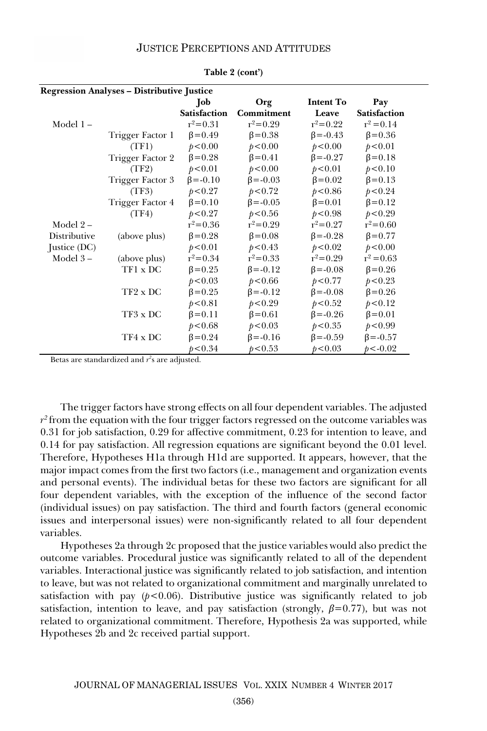**Table 2 (cont')**

| Regression Analyses – Distributive Justice | | Job Satisfaction | Org Commitment | Intent To Leave | Pay Satisfaction |
|---|---|---|---|---|---|
| Model 1 – | | $r^2$=0.31 | $r^2$=0.29 | $r^2$=0.22 | $r^2$ =0.14 |
| | Trigger Factor 1 | β=0.49 | β=0.38 | β=-0.43 | β=0.36 |
| | (TF1) | $p$<0.00 | $p$<0.00 | $p$<0.00 | $p$<0.01 |
| | Trigger Factor 2 | β=0.28 | β=0.41 | β=-0.27 | β=0.18 |
| | (TF2) | $p$<0.01 | $p$<0.00 | $p$<0.01 | $p$<0.10 |
| | Trigger Factor 3 | β=-0.10 | β=-0.03 | β=0.02 | β=0.13 |
| | (TF3) | $p$<0.27 | $p$<0.72 | $p$<0.86 | $p$<0.24 |
| | Trigger Factor 4 | β=0.10 | β=-0.05 | β=0.01 | β=0.12 |
| | (TF4) | $p$<0.27 | $p$<0.56 | $p$<0.98 | $p$<0.29 |
| Model 2 – | | $r^2$=0.36 | $r^2$=0.29 | $r^2$=0.27 | $r^2$=0.60 |
| Distributive | (above plus) | β=0.28 | β=0.08 | β=-0.28 | β=0.77 |
| Justice (DC) | | $p$<0.01 | $p$<0.43 | $p$<0.02 | $p$<0.00 |
| Model 3 – | (above plus) | $r^2$=0.34 | $r^2$=0.33 | $r^2$=0.29 | $r^2$ =0.63 |
| | TF1 x DC | β=0.25 | β=-0.12 | β=-0.08 | β=0.26 |
| | | $p$<0.03 | $p$<0.66 | $p$<0.77 | $p$<0.23 |
| | TF2 x DC | β=0.25 | β=-0.12 | β=-0.08 | β=0.26 |
| | | $p$<0.81 | $p$<0.29 | $p$<0.52 | $p$<0.12 |
| | TF3 x DC | β=0.11 | β=0.61 | β=-0.26 | β=0.01 |
| | | $p$<0.68 | $p$<0.03 | $p$<0.35 | $p$<0.99 |
| | TF4 x DC | β=0.24 | β=-0.16 | β=-0.59 | β=-0.57 |
| | | $p$<0.34 | $p$<0.53 | $p$<0.03 | $p$<-0.02 |

Betas are standardized and $r^2$s are adjusted.

The trigger factors have strong effects on all four dependent variables. The adjusted $r^2$ from the equation with the four trigger factors regressed on the outcome variables was 0.31 for job satisfaction, 0.29 for affective commitment, 0.23 for intention to leave, and 0.14 for pay satisfaction. All regression equations are significant beyond the 0.01 level. Therefore, Hypotheses H1a through H1d are supported. It appears, however, that the major impact comes from the first two factors (i.e., management and organization events and personal events). The individual betas for these two factors are significant for all four dependent variables, with the exception of the influence of the second factor (individual issues) on pay satisfaction. The third and fourth factors (general economic issues and interpersonal issues) were non-significantly related to all four dependent variables.

Hypotheses 2a through 2c proposed that the justice variables would also predict the outcome variables. Procedural justice was significantly related to all of the dependent variables. Interactional justice was significantly related to job satisfaction, and intention to leave, but was not related to organizational commitment and marginally unrelated to satisfaction with pay ($p$<0.06). Distributive justice was significantly related to job satisfaction, intention to leave, and pay satisfaction (strongly, $\beta$=0.77), but was not related to organizational commitment. Therefore, Hypothesis 2a was supported, while Hypotheses 2b and 2c received partial support.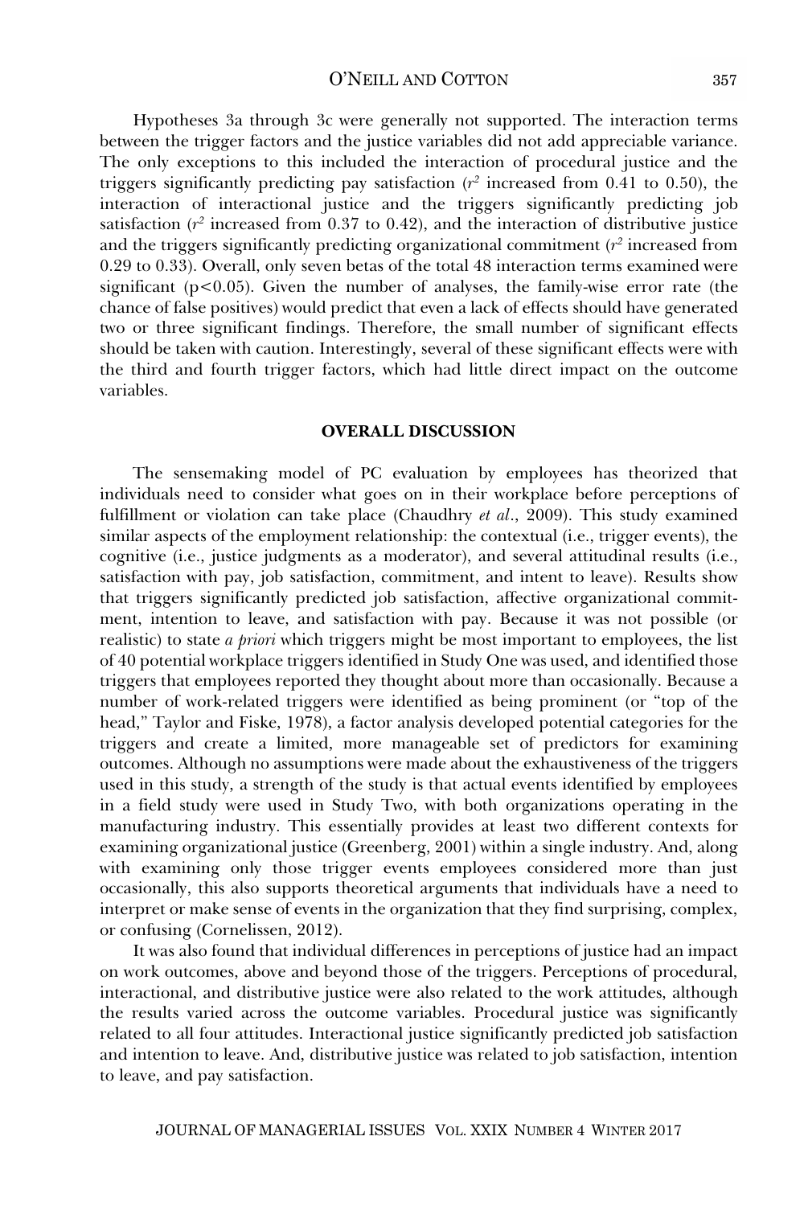Hypotheses 3a through 3c were generally not supported. The interaction terms between the trigger factors and the justice variables did not add appreciable variance. The only exceptions to this included the interaction of procedural justice and the triggers significantly predicting pay satisfaction ($r^2$ increased from 0.41 to 0.50), the interaction of interactional justice and the triggers significantly predicting job satisfaction ($r^2$ increased from 0.37 to 0.42), and the interaction of distributive justice and the triggers significantly predicting organizational commitment ($r^2$ increased from 0.29 to 0.33). Overall, only seven betas of the total 48 interaction terms examined were significant ($p<0.05$). Given the number of analyses, the family-wise error rate (the chance of false positives) would predict that even a lack of effects should have generated two or three significant findings. Therefore, the small number of significant effects should be taken with caution. Interestingly, several of these significant effects were with the third and fourth trigger factors, which had little direct impact on the outcome variables.

## OVERALL DISCUSSION

The sensemaking model of PC evaluation by employees has theorized that individuals need to consider what goes on in their workplace before perceptions of fulfillment or violation can take place (Chaudhry *et al*., 2009). This study examined similar aspects of the employment relationship: the contextual (i.e., trigger events), the cognitive (i.e., justice judgments as a moderator), and several attitudinal results (i.e., satisfaction with pay, job satisfaction, commitment, and intent to leave). Results show that triggers significantly predicted job satisfaction, affective organizational commitment, intention to leave, and satisfaction with pay. Because it was not possible (or realistic) to state *a priori* which triggers might be most important to employees, the list of 40 potential workplace triggers identified in Study One was used, and identified those triggers that employees reported they thought about more than occasionally. Because a number of work-related triggers were identified as being prominent (or "top of the head," Taylor and Fiske, 1978), a factor analysis developed potential categories for the triggers and create a limited, more manageable set of predictors for examining outcomes. Although no assumptions were made about the exhaustiveness of the triggers used in this study, a strength of the study is that actual events identified by employees in a field study were used in Study Two, with both organizations operating in the manufacturing industry. This essentially provides at least two different contexts for examining organizational justice (Greenberg, 2001) within a single industry. And, along with examining only those trigger events employees considered more than just occasionally, this also supports theoretical arguments that individuals have a need to interpret or make sense of events in the organization that they find surprising, complex, or confusing (Cornelissen, 2012).

It was also found that individual differences in perceptions of justice had an impact on work outcomes, above and beyond those of the triggers. Perceptions of procedural, interactional, and distributive justice were also related to the work attitudes, although the results varied across the outcome variables. Procedural justice was significantly related to all four attitudes. Interactional justice significantly predicted job satisfaction and intention to leave. And, distributive justice was related to job satisfaction, intention to leave, and pay satisfaction.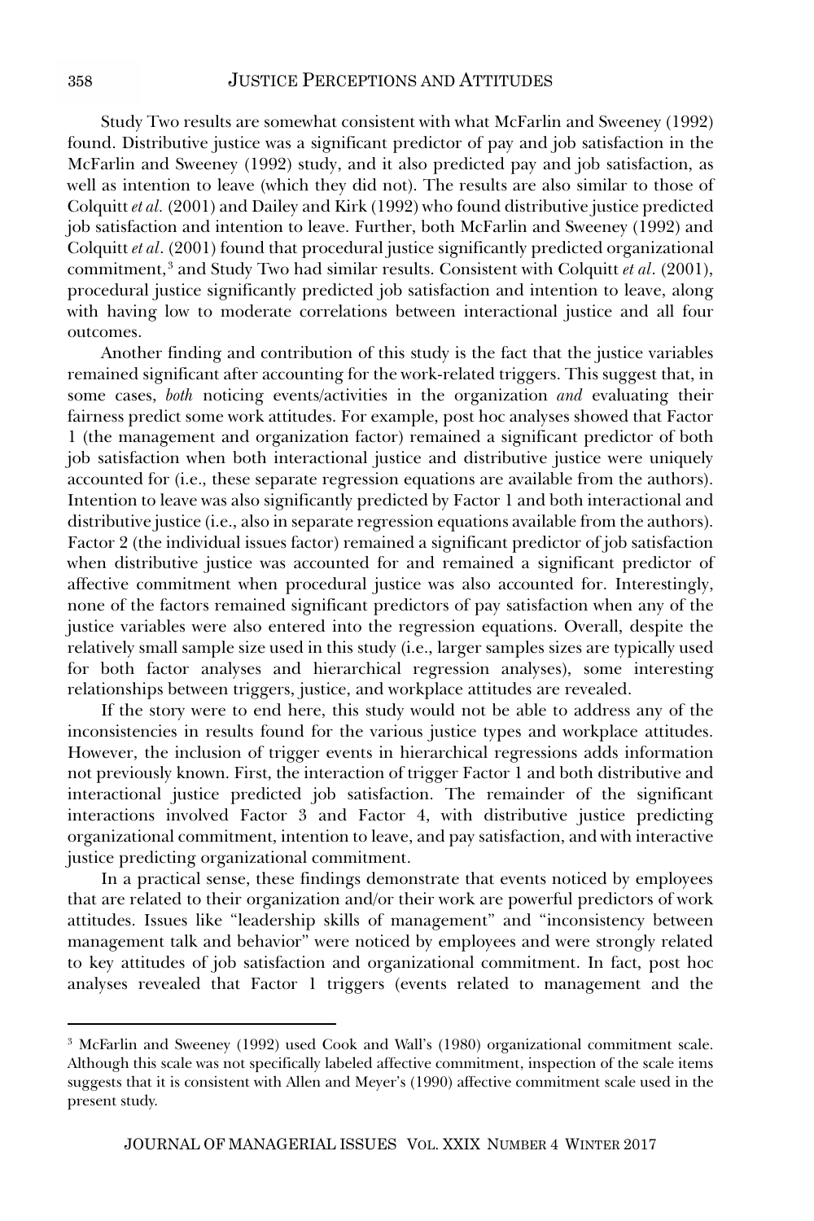Study Two results are somewhat consistent with what McFarlin and Sweeney (1992) found. Distributive justice was a significant predictor of pay and job satisfaction in the McFarlin and Sweeney (1992) study, and it also predicted pay and job satisfaction, as well as intention to leave (which they did not). The results are also similar to those of Colquitt *et al.* (2001) and Dailey and Kirk (1992) who found distributive justice predicted job satisfaction and intention to leave. Further, both McFarlin and Sweeney (1992) and Colquitt *et al*. (2001) found that procedural justice significantly predicted organizational commitment,[3] and Study Two had similar results. Consistent with Colquitt *et al*. (2001), procedural justice significantly predicted job satisfaction and intention to leave, along with having low to moderate correlations between interactional justice and all four outcomes.

Another finding and contribution of this study is the fact that the justice variables remained significant after accounting for the work-related triggers. This suggest that, in some cases, *both* noticing events/activities in the organization *and* evaluating their fairness predict some work attitudes. For example, post hoc analyses showed that Factor 1 (the management and organization factor) remained a significant predictor of both job satisfaction when both interactional justice and distributive justice were uniquely accounted for (i.e., these separate regression equations are available from the authors). Intention to leave was also significantly predicted by Factor 1 and both interactional and distributive justice (i.e., also in separate regression equations available from the authors). Factor 2 (the individual issues factor) remained a significant predictor of job satisfaction when distributive justice was accounted for and remained a significant predictor of affective commitment when procedural justice was also accounted for. Interestingly, none of the factors remained significant predictors of pay satisfaction when any of the justice variables were also entered into the regression equations. Overall, despite the relatively small sample size used in this study (i.e., larger samples sizes are typically used for both factor analyses and hierarchical regression analyses), some interesting relationships between triggers, justice, and workplace attitudes are revealed.

If the story were to end here, this study would not be able to address any of the inconsistencies in results found for the various justice types and workplace attitudes. However, the inclusion of trigger events in hierarchical regressions adds information not previously known. First, the interaction of trigger Factor 1 and both distributive and interactional justice predicted job satisfaction. The remainder of the significant interactions involved Factor 3 and Factor 4, with distributive justice predicting organizational commitment, intention to leave, and pay satisfaction, and with interactive justice predicting organizational commitment.

In a practical sense, these findings demonstrate that events noticed by employees that are related to their organization and/or their work are powerful predictors of work attitudes. Issues like "leadership skills of management" and "inconsistency between management talk and behavior" were noticed by employees and were strongly related to key attitudes of job satisfaction and organizational commitment. In fact, post hoc analyses revealed that Factor 1 triggers (events related to management and the

---

[3] McFarlin and Sweeney (1992) used Cook and Wall's (1980) organizational commitment scale. Although this scale was not specifically labeled affective commitment, inspection of the scale items suggests that it is consistent with Allen and Meyer's (1990) affective commitment scale used in the present study.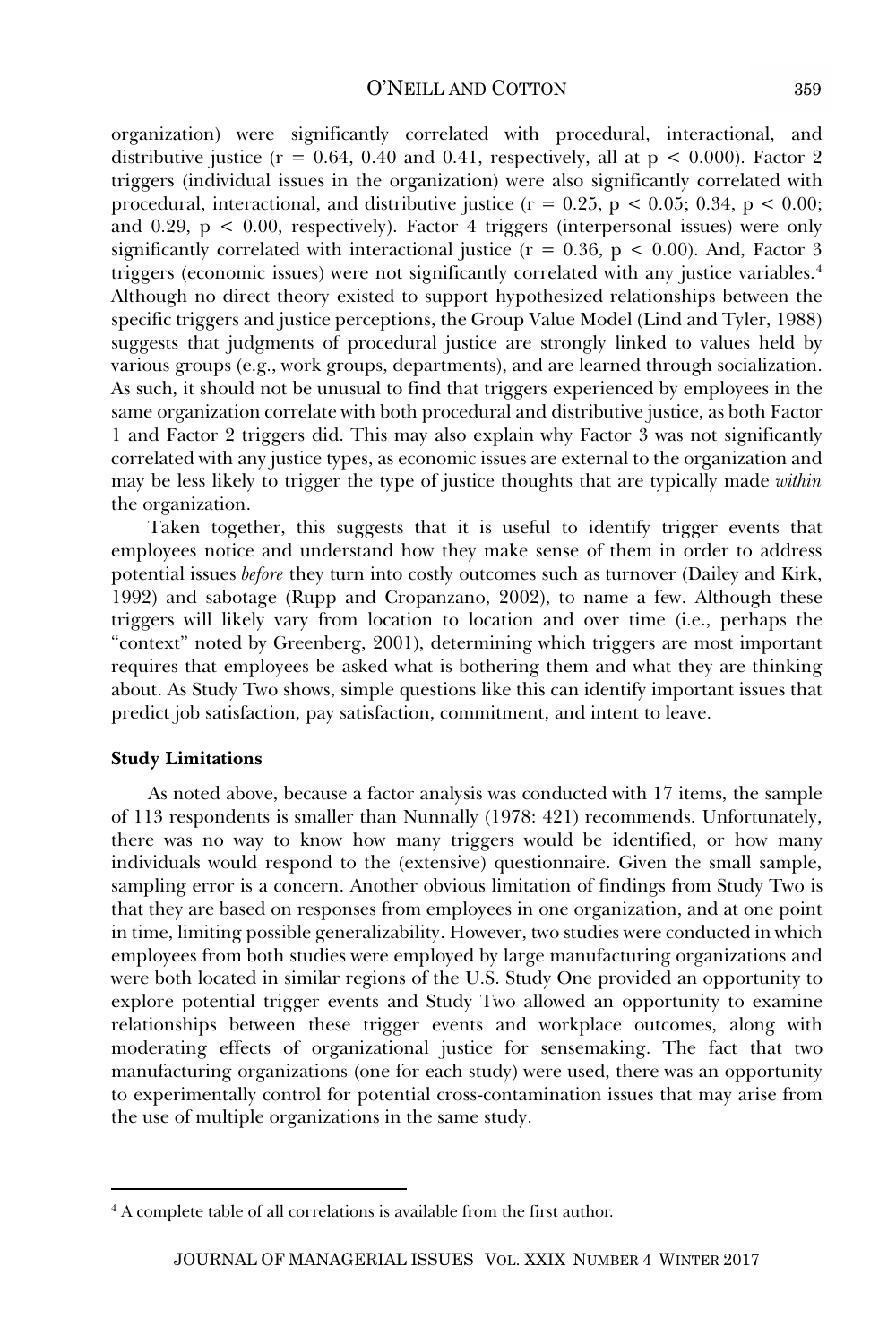organization) were significantly correlated with procedural, interactional, and distributive justice ($r = 0.64$, $0.40$ and $0.41$, respectively, all at $p < 0.000$). Factor 2 triggers (individual issues in the organization) were also significantly correlated with procedural, interactional, and distributive justice ($r = 0.25$, $p < 0.05$; $0.34$, $p < 0.00$; and $0.29$, $p < 0.00$, respectively). Factor 4 triggers (interpersonal issues) were only significantly correlated with interactional justice ($r = 0.36$, $p < 0.00$). And, Factor 3 triggers (economic issues) were not significantly correlated with any justice variables.[4] Although no direct theory existed to support hypothesized relationships between the specific triggers and justice perceptions, the Group Value Model (Lind and Tyler, 1988) suggests that judgments of procedural justice are strongly linked to values held by various groups (e.g., work groups, departments), and are learned through socialization. As such, it should not be unusual to find that triggers experienced by employees in the same organization correlate with both procedural and distributive justice, as both Factor 1 and Factor 2 triggers did. This may also explain why Factor 3 was not significantly correlated with any justice types, as economic issues are external to the organization and may be less likely to trigger the type of justice thoughts that are typically made *within* the organization.

Taken together, this suggests that it is useful to identify trigger events that employees notice and understand how they make sense of them in order to address potential issues *before* they turn into costly outcomes such as turnover (Dailey and Kirk, 1992) and sabotage (Rupp and Cropanzano, 2002), to name a few. Although these triggers will likely vary from location to location and over time (i.e., perhaps the "context" noted by Greenberg, 2001), determining which triggers are most important requires that employees be asked what is bothering them and what they are thinking about. As Study Two shows, simple questions like this can identify important issues that predict job satisfaction, pay satisfaction, commitment, and intent to leave.

**Study Limitations**

As noted above, because a factor analysis was conducted with 17 items, the sample of 113 respondents is smaller than Nunnally (1978: 421) recommends. Unfortunately, there was no way to know how many triggers would be identified, or how many individuals would respond to the (extensive) questionnaire. Given the small sample, sampling error is a concern. Another obvious limitation of findings from Study Two is that they are based on responses from employees in one organization, and at one point in time, limiting possible generalizability. However, two studies were conducted in which employees from both studies were employed by large manufacturing organizations and were both located in similar regions of the U.S. Study One provided an opportunity to explore potential trigger events and Study Two allowed an opportunity to examine relationships between these trigger events and workplace outcomes, along with moderating effects of organizational justice for sensemaking. The fact that two manufacturing organizations (one for each study) were used, there was an opportunity to experimentally control for potential cross-contamination issues that may arise from the use of multiple organizations in the same study.

[4] A complete table of all correlations is available from the first author.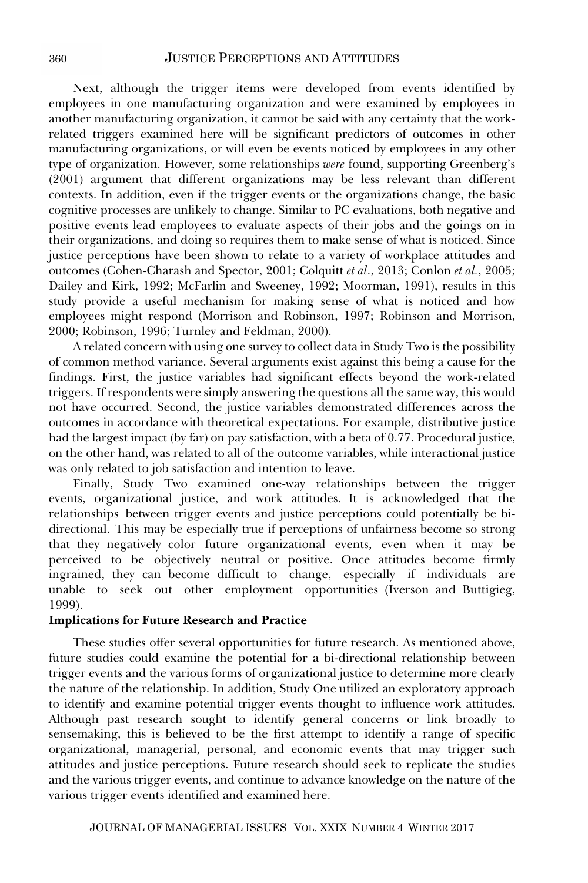Next, although the trigger items were developed from events identified by employees in one manufacturing organization and were examined by employees in another manufacturing organization, it cannot be said with any certainty that the work-related triggers examined here will be significant predictors of outcomes in other manufacturing organizations, or will even be events noticed by employees in any other type of organization. However, some relationships *were* found, supporting Greenberg's (2001) argument that different organizations may be less relevant than different contexts. In addition, even if the trigger events or the organizations change, the basic cognitive processes are unlikely to change. Similar to PC evaluations, both negative and positive events lead employees to evaluate aspects of their jobs and the goings on in their organizations, and doing so requires them to make sense of what is noticed. Since justice perceptions have been shown to relate to a variety of workplace attitudes and outcomes (Cohen-Charash and Spector, 2001; Colquitt *et al.*, 2013; Conlon *et al.*, 2005; Dailey and Kirk, 1992; McFarlin and Sweeney, 1992; Moorman, 1991), results in this study provide a useful mechanism for making sense of what is noticed and how employees might respond (Morrison and Robinson, 1997; Robinson and Morrison, 2000; Robinson, 1996; Turnley and Feldman, 2000).

A related concern with using one survey to collect data in Study Two is the possibility of common method variance. Several arguments exist against this being a cause for the findings. First, the justice variables had significant effects beyond the work-related triggers. If respondents were simply answering the questions all the same way, this would not have occurred. Second, the justice variables demonstrated differences across the outcomes in accordance with theoretical expectations. For example, distributive justice had the largest impact (by far) on pay satisfaction, with a beta of 0.77. Procedural justice, on the other hand, was related to all of the outcome variables, while interactional justice was only related to job satisfaction and intention to leave.

Finally, Study Two examined one-way relationships between the trigger events, organizational justice, and work attitudes. It is acknowledged that the relationships between trigger events and justice perceptions could potentially be bi-directional. This may be especially true if perceptions of unfairness become so strong that they negatively color future organizational events, even when it may be perceived to be objectively neutral or positive. Once attitudes become firmly ingrained, they can become difficult to change, especially if individuals are unable to seek out other employment opportunities (Iverson and Buttigieg, 1999).

### Implications for Future Research and Practice

These studies offer several opportunities for future research. As mentioned above, future studies could examine the potential for a bi-directional relationship between trigger events and the various forms of organizational justice to determine more clearly the nature of the relationship. In addition, Study One utilized an exploratory approach to identify and examine potential trigger events thought to influence work attitudes. Although past research sought to identify general concerns or link broadly to sensemaking, this is believed to be the first attempt to identify a range of specific organizational, managerial, personal, and economic events that may trigger such attitudes and justice perceptions. Future research should seek to replicate the studies and the various trigger events, and continue to advance knowledge on the nature of the various trigger events identified and examined here.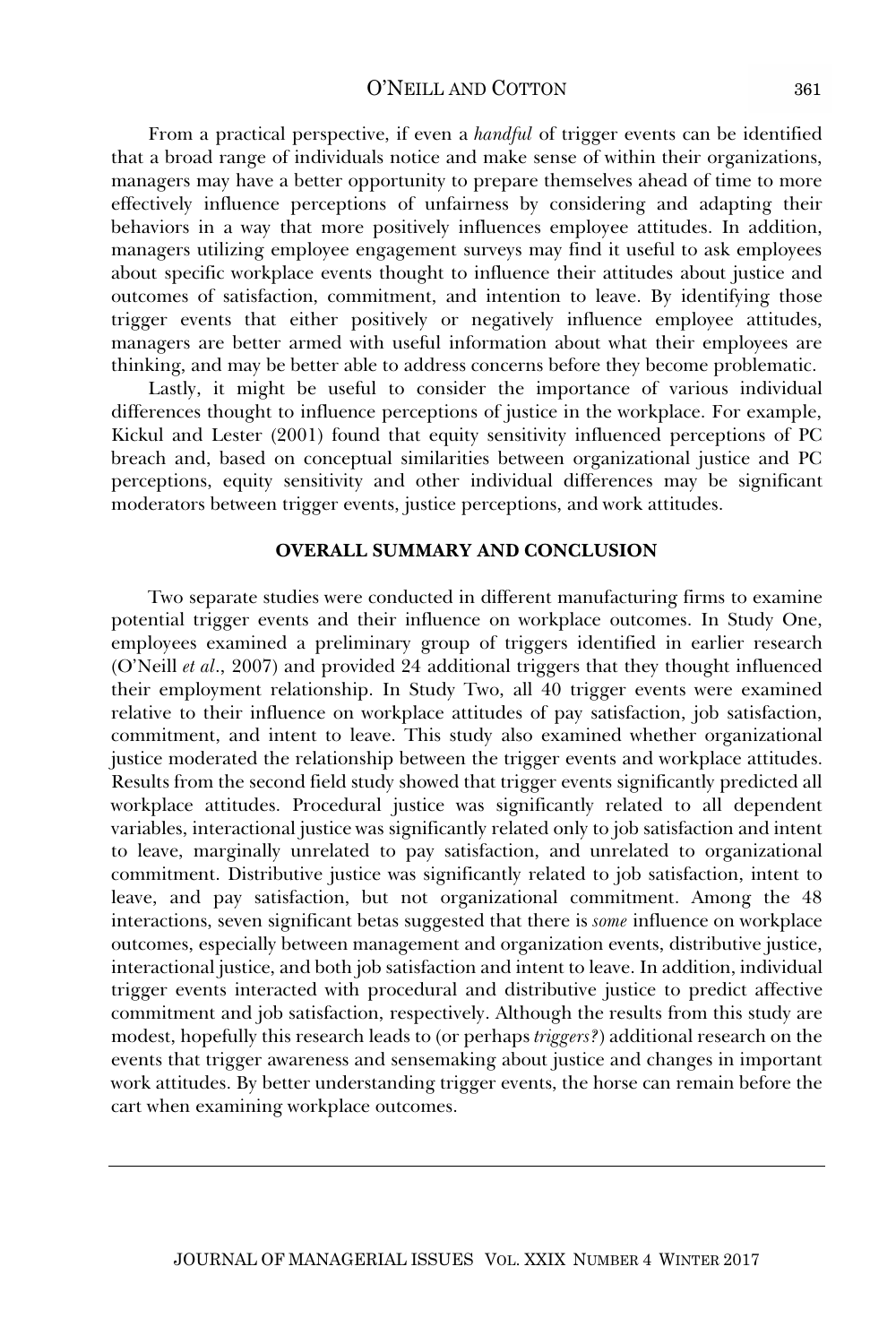From a practical perspective, if even a *handful* of trigger events can be identified that a broad range of individuals notice and make sense of within their organizations, managers may have a better opportunity to prepare themselves ahead of time to more effectively influence perceptions of unfairness by considering and adapting their behaviors in a way that more positively influences employee attitudes. In addition, managers utilizing employee engagement surveys may find it useful to ask employees about specific workplace events thought to influence their attitudes about justice and outcomes of satisfaction, commitment, and intention to leave. By identifying those trigger events that either positively or negatively influence employee attitudes, managers are better armed with useful information about what their employees are thinking, and may be better able to address concerns before they become problematic.

Lastly, it might be useful to consider the importance of various individual differences thought to influence perceptions of justice in the workplace. For example, Kickul and Lester (2001) found that equity sensitivity influenced perceptions of PC breach and, based on conceptual similarities between organizational justice and PC perceptions, equity sensitivity and other individual differences may be significant moderators between trigger events, justice perceptions, and work attitudes.

## OVERALL SUMMARY AND CONCLUSION

Two separate studies were conducted in different manufacturing firms to examine potential trigger events and their influence on workplace outcomes. In Study One, employees examined a preliminary group of triggers identified in earlier research (O'Neill *et al*., 2007) and provided 24 additional triggers that they thought influenced their employment relationship. In Study Two, all 40 trigger events were examined relative to their influence on workplace attitudes of pay satisfaction, job satisfaction, commitment, and intent to leave. This study also examined whether organizational justice moderated the relationship between the trigger events and workplace attitudes. Results from the second field study showed that trigger events significantly predicted all workplace attitudes. Procedural justice was significantly related to all dependent variables, interactional justice was significantly related only to job satisfaction and intent to leave, marginally unrelated to pay satisfaction, and unrelated to organizational commitment. Distributive justice was significantly related to job satisfaction, intent to leave, and pay satisfaction, but not organizational commitment. Among the 48 interactions, seven significant betas suggested that there is *some* influence on workplace outcomes, especially between management and organization events, distributive justice, interactional justice, and both job satisfaction and intent to leave. In addition, individual trigger events interacted with procedural and distributive justice to predict affective commitment and job satisfaction, respectively. Although the results from this study are modest, hopefully this research leads to (or perhaps *triggers?*) additional research on the events that trigger awareness and sensemaking about justice and changes in important work attitudes. By better understanding trigger events, the horse can remain before the cart when examining workplace outcomes.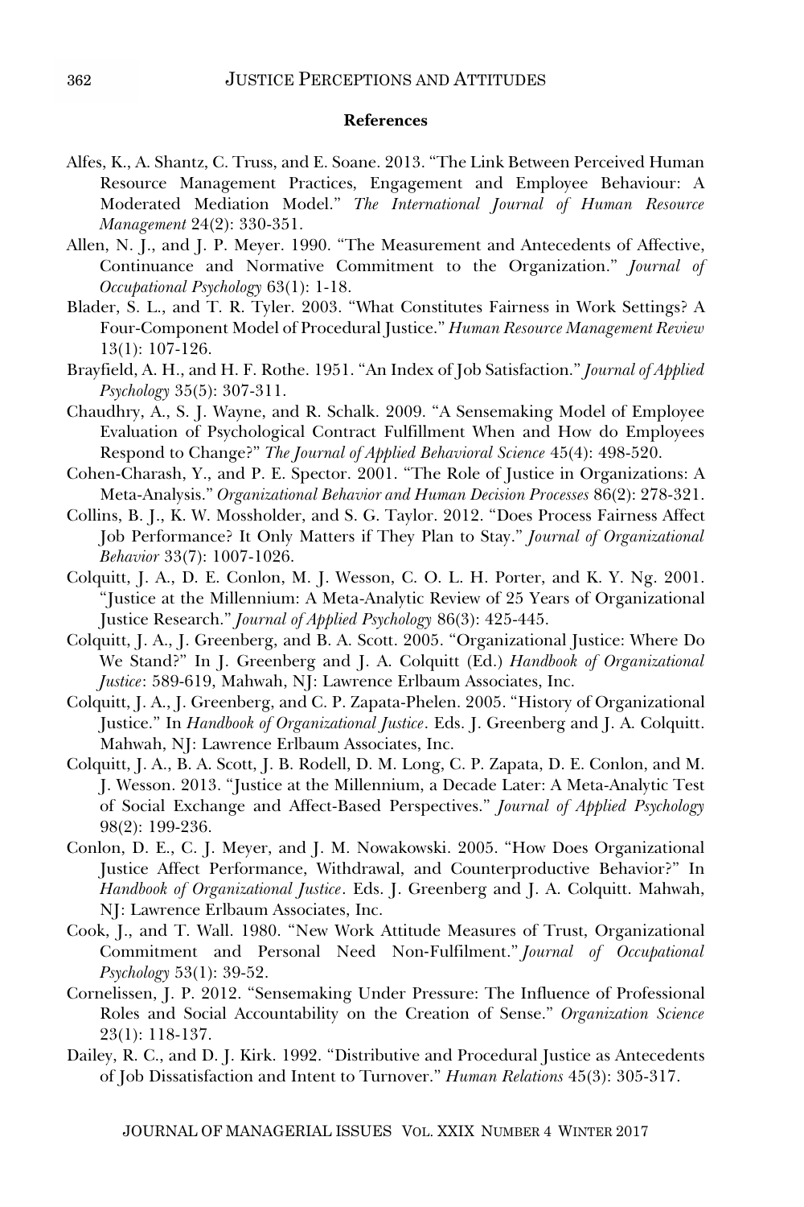**References**

Alfes, K., A. Shantz, C. Truss, and E. Soane. 2013. "The Link Between Perceived Human Resource Management Practices, Engagement and Employee Behaviour: A Moderated Mediation Model." *The International Journal of Human Resource Management* 24(2): 330-351.

Allen, N. J., and J. P. Meyer. 1990. "The Measurement and Antecedents of Affective, Continuance and Normative Commitment to the Organization." *Journal of Occupational Psychology* 63(1): 1-18.

Blader, S. L., and T. R. Tyler. 2003. "What Constitutes Fairness in Work Settings? A Four-Component Model of Procedural Justice." *Human Resource Management Review* 13(1): 107-126.

Brayfield, A. H., and H. F. Rothe. 1951. "An Index of Job Satisfaction." *Journal of Applied Psychology* 35(5): 307-311.

Chaudhry, A., S. J. Wayne, and R. Schalk. 2009. "A Sensemaking Model of Employee Evaluation of Psychological Contract Fulfillment When and How do Employees Respond to Change?" *The Journal of Applied Behavioral Science* 45(4): 498-520.

Cohen-Charash, Y., and P. E. Spector. 2001. "The Role of Justice in Organizations: A Meta-Analysis." *Organizational Behavior and Human Decision Processes* 86(2): 278-321.

Collins, B. J., K. W. Mossholder, and S. G. Taylor. 2012. "Does Process Fairness Affect Job Performance? It Only Matters if They Plan to Stay." *Journal of Organizational Behavior* 33(7): 1007-1026.

Colquitt, J. A., D. E. Conlon, M. J. Wesson, C. O. L. H. Porter, and K. Y. Ng. 2001. "Justice at the Millennium: A Meta-Analytic Review of 25 Years of Organizational Justice Research." *Journal of Applied Psychology* 86(3): 425-445.

Colquitt, J. A., J. Greenberg, and B. A. Scott. 2005. "Organizational Justice: Where Do We Stand?" In J. Greenberg and J. A. Colquitt (Ed.) *Handbook of Organizational Justice*: 589-619, Mahwah, NJ: Lawrence Erlbaum Associates, Inc.

Colquitt, J. A., J. Greenberg, and C. P. Zapata-Phelen. 2005. "History of Organizational Justice." In *Handbook of Organizational Justice*. Eds. J. Greenberg and J. A. Colquitt. Mahwah, NJ: Lawrence Erlbaum Associates, Inc.

Colquitt, J. A., B. A. Scott, J. B. Rodell, D. M. Long, C. P. Zapata, D. E. Conlon, and M. J. Wesson. 2013. "Justice at the Millennium, a Decade Later: A Meta-Analytic Test of Social Exchange and Affect-Based Perspectives." *Journal of Applied Psychology* 98(2): 199-236.

Conlon, D. E., C. J. Meyer, and J. M. Nowakowski. 2005. "How Does Organizational Justice Affect Performance, Withdrawal, and Counterproductive Behavior?" In *Handbook of Organizational Justice*. Eds. J. Greenberg and J. A. Colquitt. Mahwah, NJ: Lawrence Erlbaum Associates, Inc.

Cook, J., and T. Wall. 1980. "New Work Attitude Measures of Trust, Organizational Commitment and Personal Need Non-Fulfilment." *Journal of Occupational Psychology* 53(1): 39-52.

Cornelissen, J. P. 2012. "Sensemaking Under Pressure: The Influence of Professional Roles and Social Accountability on the Creation of Sense." *Organization Science* 23(1): 118-137.

Dailey, R. C., and D. J. Kirk. 1992. "Distributive and Procedural Justice as Antecedents of Job Dissatisfaction and Intent to Turnover." *Human Relations* 45(3): 305-317.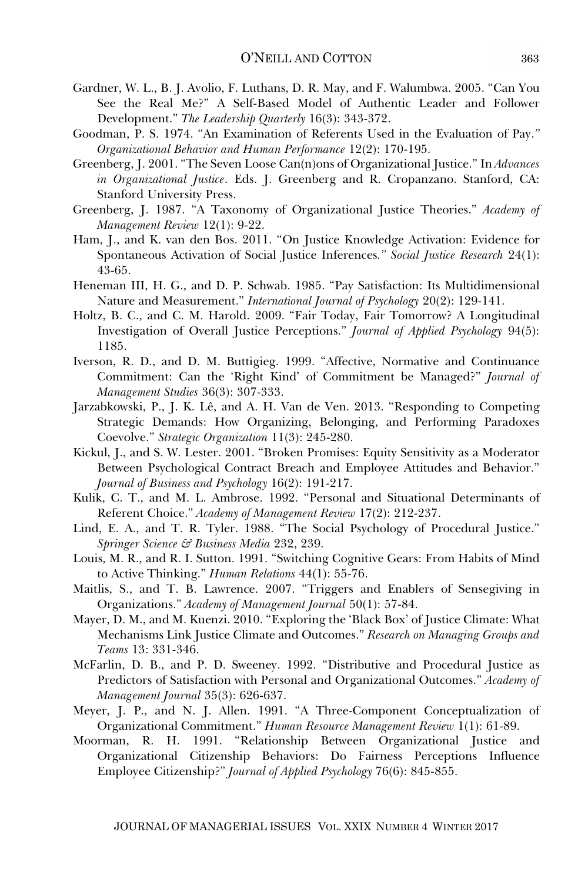Gardner, W. L., B. J. Avolio, F. Luthans, D. R. May, and F. Walumbwa. 2005. "Can You See the Real Me?" A Self-Based Model of Authentic Leader and Follower Development." *The Leadership Quarterly* 16(3): 343-372.

Goodman, P. S. 1974. "An Examination of Referents Used in the Evaluation of Pay." *Organizational Behavior and Human Performance* 12(2): 170-195.

Greenberg, J. 2001. "The Seven Loose Can(n)ons of Organizational Justice." In *Advances in Organizational Justice*. Eds. J. Greenberg and R. Cropanzano. Stanford, CA: Stanford University Press.

Greenberg, J. 1987. "A Taxonomy of Organizational Justice Theories." *Academy of Management Review* 12(1): 9-22.

Ham, J., and K. van den Bos. 2011. "On Justice Knowledge Activation: Evidence for Spontaneous Activation of Social Justice Inferences." *Social Justice Research* 24(1): 43-65.

Heneman III, H. G., and D. P. Schwab. 1985. "Pay Satisfaction: Its Multidimensional Nature and Measurement." *International Journal of Psychology* 20(2): 129-141.

Holtz, B. C., and C. M. Harold. 2009. "Fair Today, Fair Tomorrow? A Longitudinal Investigation of Overall Justice Perceptions." *Journal of Applied Psychology* 94(5): 1185.

Iverson, R. D., and D. M. Buttigieg. 1999. "Affective, Normative and Continuance Commitment: Can the 'Right Kind' of Commitment be Managed?" *Journal of Management Studies* 36(3): 307-333.

Jarzabkowski, P., J. K. Lê, and A. H. Van de Ven. 2013. "Responding to Competing Strategic Demands: How Organizing, Belonging, and Performing Paradoxes Coevolve." *Strategic Organization* 11(3): 245-280.

Kickul, J., and S. W. Lester. 2001. "Broken Promises: Equity Sensitivity as a Moderator Between Psychological Contract Breach and Employee Attitudes and Behavior." *Journal of Business and Psychology* 16(2): 191-217.

Kulik, C. T., and M. L. Ambrose. 1992. "Personal and Situational Determinants of Referent Choice." *Academy of Management Review* 17(2): 212-237.

Lind, E. A., and T. R. Tyler. 1988. "The Social Psychology of Procedural Justice." *Springer Science & Business Media* 232, 239.

Louis, M. R., and R. I. Sutton. 1991. "Switching Cognitive Gears: From Habits of Mind to Active Thinking." *Human Relations* 44(1): 55-76.

Maitlis, S., and T. B. Lawrence. 2007. "Triggers and Enablers of Sensegiving in Organizations." *Academy of Management Journal* 50(1): 57-84.

Mayer, D. M., and M. Kuenzi. 2010. "Exploring the 'Black Box' of Justice Climate: What Mechanisms Link Justice Climate and Outcomes." *Research on Managing Groups and Teams* 13: 331-346.

McFarlin, D. B., and P. D. Sweeney. 1992. "Distributive and Procedural Justice as Predictors of Satisfaction with Personal and Organizational Outcomes." *Academy of Management Journal* 35(3): 626-637.

Meyer, J. P., and N. J. Allen. 1991. "A Three-Component Conceptualization of Organizational Commitment." *Human Resource Management Review* 1(1): 61-89.

Moorman, R. H. 1991. "Relationship Between Organizational Justice and Organizational Citizenship Behaviors: Do Fairness Perceptions Influence Employee Citizenship?" *Journal of Applied Psychology* 76(6): 845-855.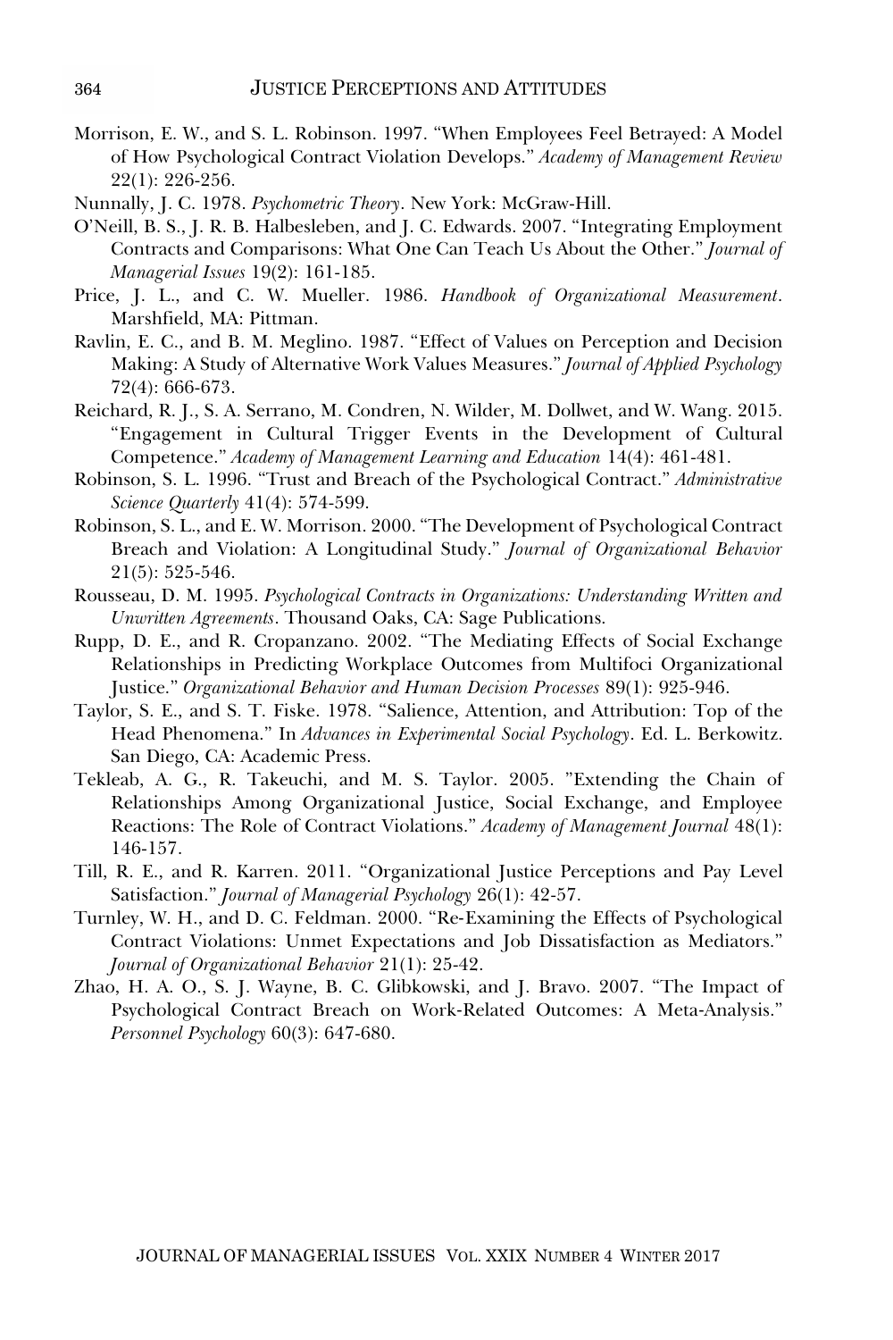Morrison, E. W., and S. L. Robinson. 1997. "When Employees Feel Betrayed: A Model of How Psychological Contract Violation Develops." *Academy of Management Review* 22(1): 226-256.

Nunnally, J. C. 1978. *Psychometric Theory*. New York: McGraw-Hill.

O'Neill, B. S., J. R. B. Halbesleben, and J. C. Edwards. 2007. "Integrating Employment Contracts and Comparisons: What One Can Teach Us About the Other." *Journal of Managerial Issues* 19(2): 161-185.

Price, J. L., and C. W. Mueller. 1986. *Handbook of Organizational Measurement*. Marshfield, MA: Pittman.

Ravlin, E. C., and B. M. Meglino. 1987. "Effect of Values on Perception and Decision Making: A Study of Alternative Work Values Measures." *Journal of Applied Psychology* 72(4): 666-673.

Reichard, R. J., S. A. Serrano, M. Condren, N. Wilder, M. Dollwet, and W. Wang. 2015. "Engagement in Cultural Trigger Events in the Development of Cultural Competence." *Academy of Management Learning and Education* 14(4): 461-481.

Robinson, S. L. 1996. "Trust and Breach of the Psychological Contract." *Administrative Science Quarterly* 41(4): 574-599.

Robinson, S. L., and E. W. Morrison. 2000. "The Development of Psychological Contract Breach and Violation: A Longitudinal Study." *Journal of Organizational Behavior* 21(5): 525-546.

Rousseau, D. M. 1995. *Psychological Contracts in Organizations: Understanding Written and Unwritten Agreements*. Thousand Oaks, CA: Sage Publications.

Rupp, D. E., and R. Cropanzano. 2002. "The Mediating Effects of Social Exchange Relationships in Predicting Workplace Outcomes from Multifoci Organizational Justice." *Organizational Behavior and Human Decision Processes* 89(1): 925-946.

Taylor, S. E., and S. T. Fiske. 1978. "Salience, Attention, and Attribution: Top of the Head Phenomena." In *Advances in Experimental Social Psychology*. Ed. L. Berkowitz. San Diego, CA: Academic Press.

Tekleab, A. G., R. Takeuchi, and M. S. Taylor. 2005. "Extending the Chain of Relationships Among Organizational Justice, Social Exchange, and Employee Reactions: The Role of Contract Violations." *Academy of Management Journal* 48(1): 146-157.

Till, R. E., and R. Karren. 2011. "Organizational Justice Perceptions and Pay Level Satisfaction." *Journal of Managerial Psychology* 26(1): 42-57.

Turnley, W. H., and D. C. Feldman. 2000. "Re-Examining the Effects of Psychological Contract Violations: Unmet Expectations and Job Dissatisfaction as Mediators." *Journal of Organizational Behavior* 21(1): 25-42.

Zhao, H. A. O., S. J. Wayne, B. C. Glibkowski, and J. Bravo. 2007. "The Impact of Psychological Contract Breach on Work-Related Outcomes: A Meta-Analysis." *Personnel Psychology* 60(3): 647-680.